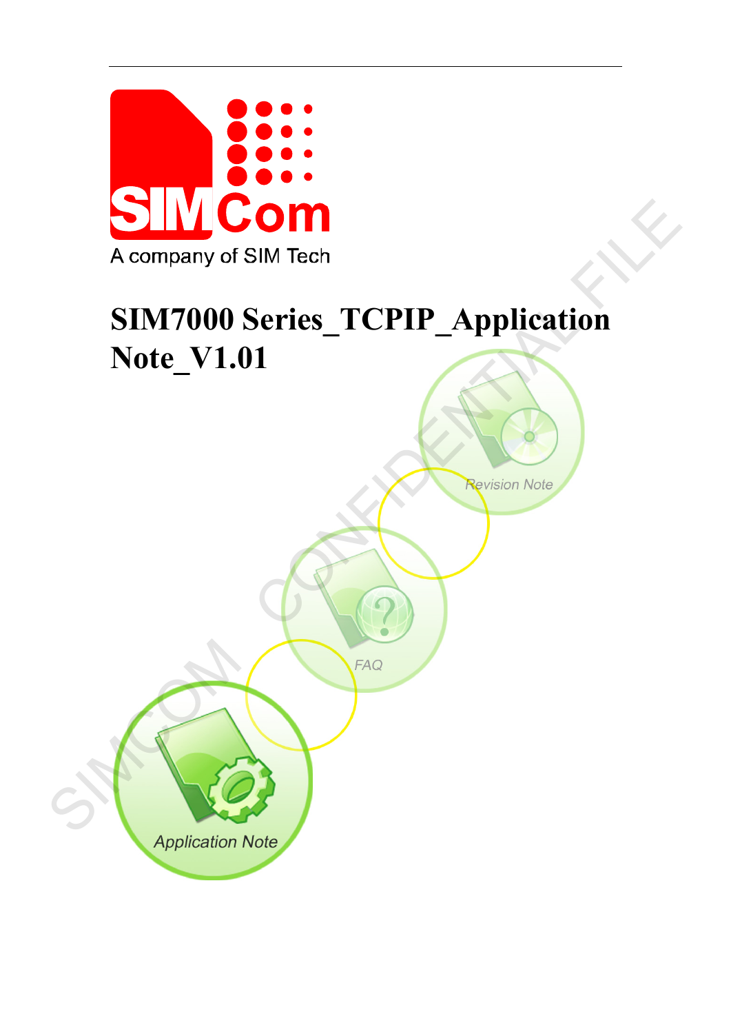# SIM7000 Series_TCPIP_Application Note_V1.01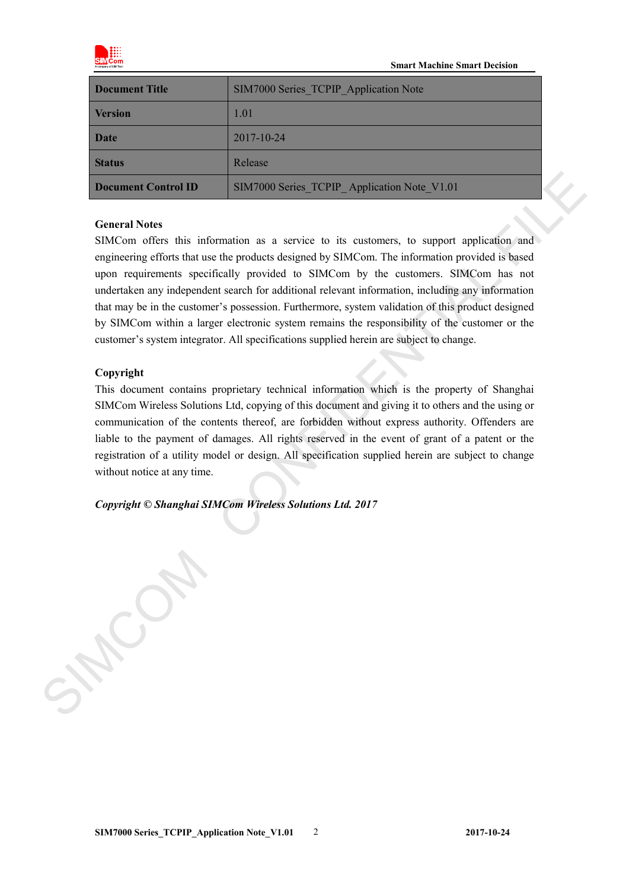| Document Title | SIM7000 Series_TCPIP_Application Note |
| --- | --- |
| Version | 1.01 |
| Date | 2017-10-24 |
| Status | Release |
| Document Control ID | SIM7000 Series_TCPIP_ Application Note_V1.01 |

**General Notes**

SIMCom offers this information as a service to its customers, to support application and engineering efforts that use the products designed by SIMCom. The information provided is based upon requirements specifically provided to SIMCom by the customers. SIMCom has not undertaken any independent search for additional relevant information, including any information that may be in the customer's possession. Furthermore, system validation of this product designed by SIMCom within a larger electronic system remains the responsibility of the customer or the customer's system integrator. All specifications supplied herein are subject to change.

**Copyright**

This document contains proprietary technical information which is the property of Shanghai SIMCom Wireless Solutions Ltd, copying of this document and giving it to others and the using or communication of the contents thereof, are forbidden without express authority. Offenders are liable to the payment of damages. All rights reserved in the event of grant of a patent or the registration of a utility model or design. All specification supplied herein are subject to change without notice at any time.

***Copyright © Shanghai SIMCom Wireless Solutions Ltd. 2017***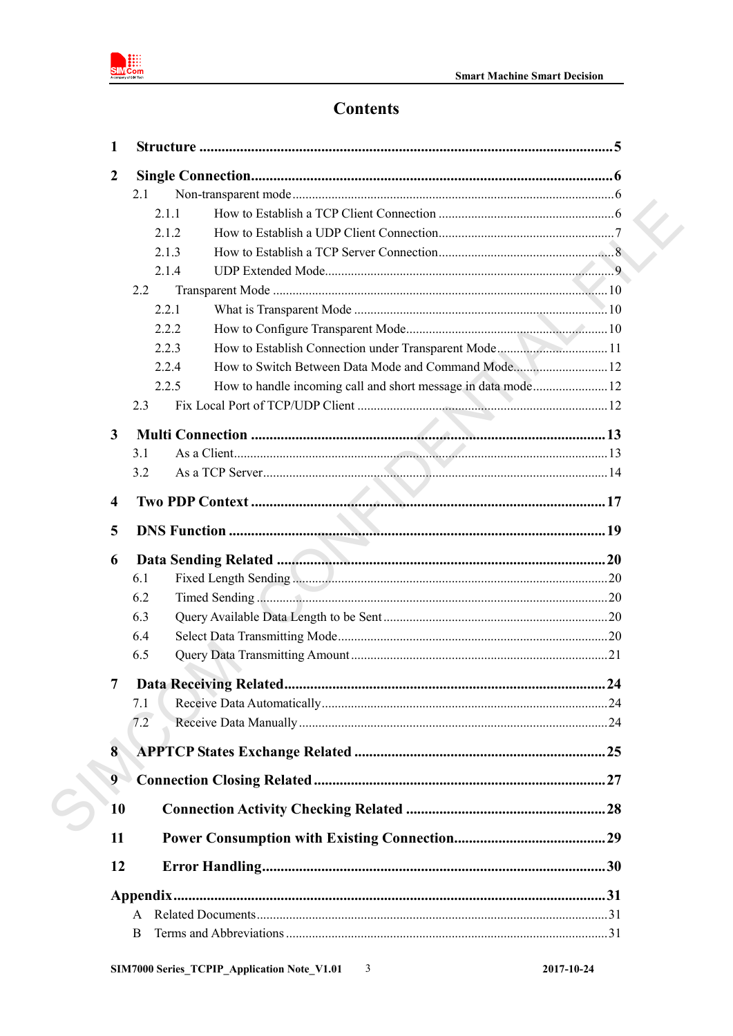# Contents

1 Structure ........................................................................................................................ 5

2 Single Connection........................................................................................................ 6

- 2.1 Non-transparent mode ........................................................................................ 6
  - 2.1.1 How to Establish a TCP Client Connection ................................................ 6
  - 2.1.2 How to Establish a UDP Client Connection ................................................ 7
  - 2.1.3 How to Establish a TCP Server Connection ................................................ 8
  - 2.1.4 UDP Extended Mode ................................................................................ 9
- 2.2 Transparent Mode ............................................................................................ 10
  - 2.2.1 What is Transparent Mode ........................................................................ 10
  - 2.2.2 How to Configure Transparent Mode ........................................................ 10
  - 2.2.3 How to Establish Connection under Transparent Mode ............................... 11
  - 2.2.4 How to Switch Between Data Mode and Command Mode ............................ 12
  - 2.2.5 How to handle incoming call and short message in data mode ...................... 12
- 2.3 Fix Local Port of TCP/UDP Client .................................................................... 12

3 Multi Connection ........................................................................................................ 13

- 3.1 As a Client ........................................................................................................ 13
- 3.2 As a TCP Server ................................................................................................ 14

4 Two PDP Context ........................................................................................................ 17

5 DNS Function ............................................................................................................. 19

6 Data Sending Related .................................................................................................. 20

- 6.1 Fixed Length Sending ........................................................................................ 20
- 6.2 Timed Sending ................................................................................................... 20
- 6.3 Query Available Data Length to be Sent ............................................................. 20
- 6.4 Select Data Transmitting Mode ........................................................................... 20
- 6.5 Query Data Transmitting Amount ........................................................................ 21

7 Data Receiving Related ................................................................................................ 24

- 7.1 Receive Data Automatically ................................................................................ 24
- 7.2 Receive Data Manually ....................................................................................... 24

8 APPTCP States Exchange Related ................................................................................ 25

9 Connection Closing Related .......................................................................................... 27

10 Connection Activity Checking Related ......................................................................... 28

11 Power Consumption with Existing Connection .............................................................. 29

12 Error Handling ............................................................................................................ 30

Appendix ........................................................................................................................ 31

- A Related Documents .............................................................................................. 31
- B Terms and Abbreviations ...................................................................................... 31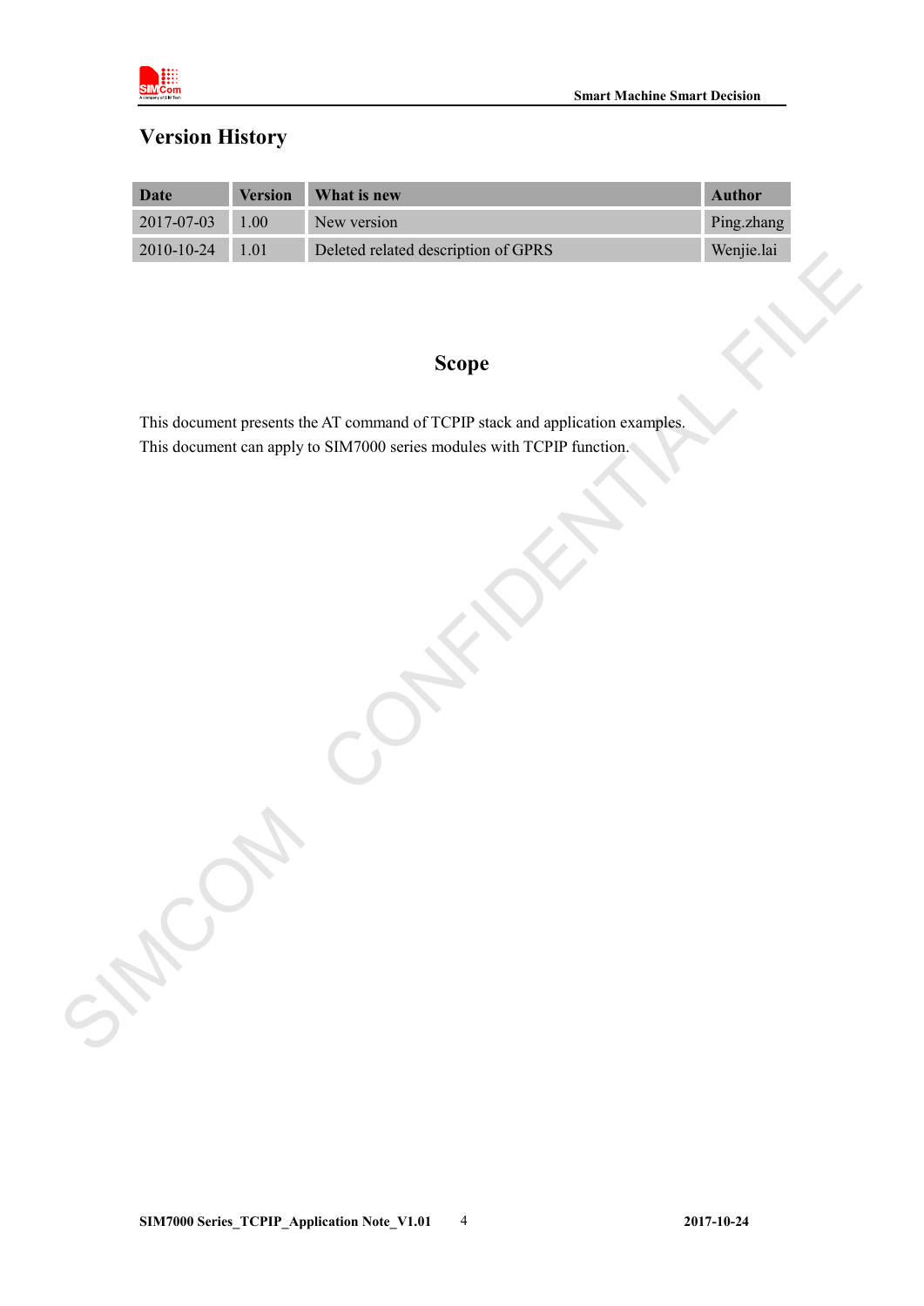## Version History

| Date | Version | What is new | Author |
|---|---|---|---|
| 2017-07-03 | 1.00 | New version | Ping.zhang |
| 2010-10-24 | 1.01 | Deleted related description of GPRS | Wenjie.lai |

## Scope

This document presents the AT command of TCPIP stack and application examples.
This document can apply to SIM7000 series modules with TCPIP function.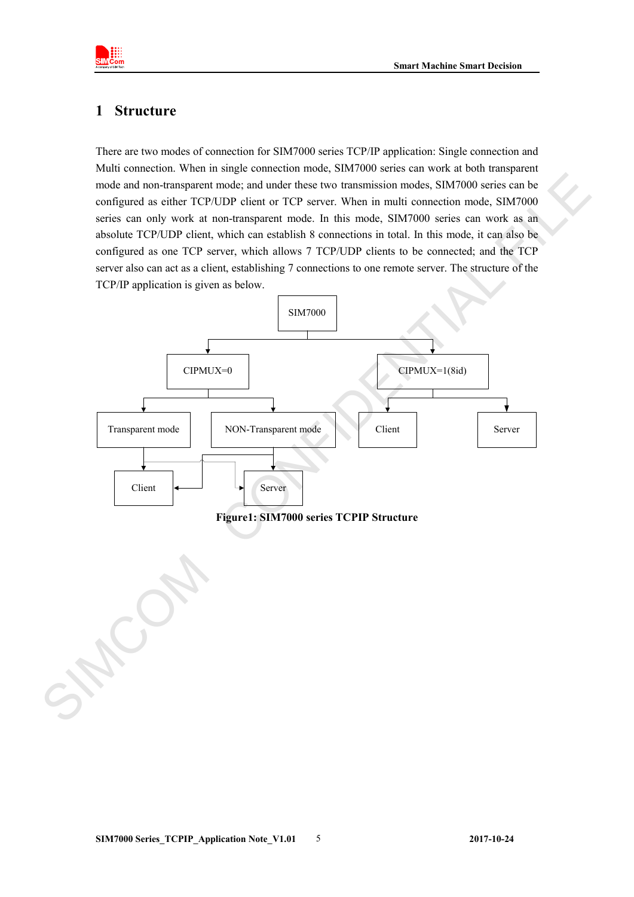# 1 Structure

There are two modes of connection for SIM7000 series TCP/IP application: Single connection and Multi connection. When in single connection mode, SIM7000 series can work at both transparent mode and non-transparent mode; and under these two transmission modes, SIM7000 series can be configured as either TCP/UDP client or TCP server. When in multi connection mode, SIM7000 series can only work at non-transparent mode. In this mode, SIM7000 series can work as an absolute TCP/UDP client, which can establish 8 connections in total. In this mode, it can also be configured as one TCP server, which allows 7 TCP/UDP clients to be connected; and the TCP server also can act as a client, establishing 7 connections to one remote server. The structure of the TCP/IP application is given as below.

```
                              SIM7000
                 ┌───────────────┴───────────────┐
             CIPMUX=0                      CIPMUX=1(8id)
        ┌───────┴────────┐                ┌──────┴──────┐
 Transparent mode  NON-Transparent mode  Client        Server
        │                │
      Client           Server
```

**Figure1: SIM7000 series TCPIP Structure**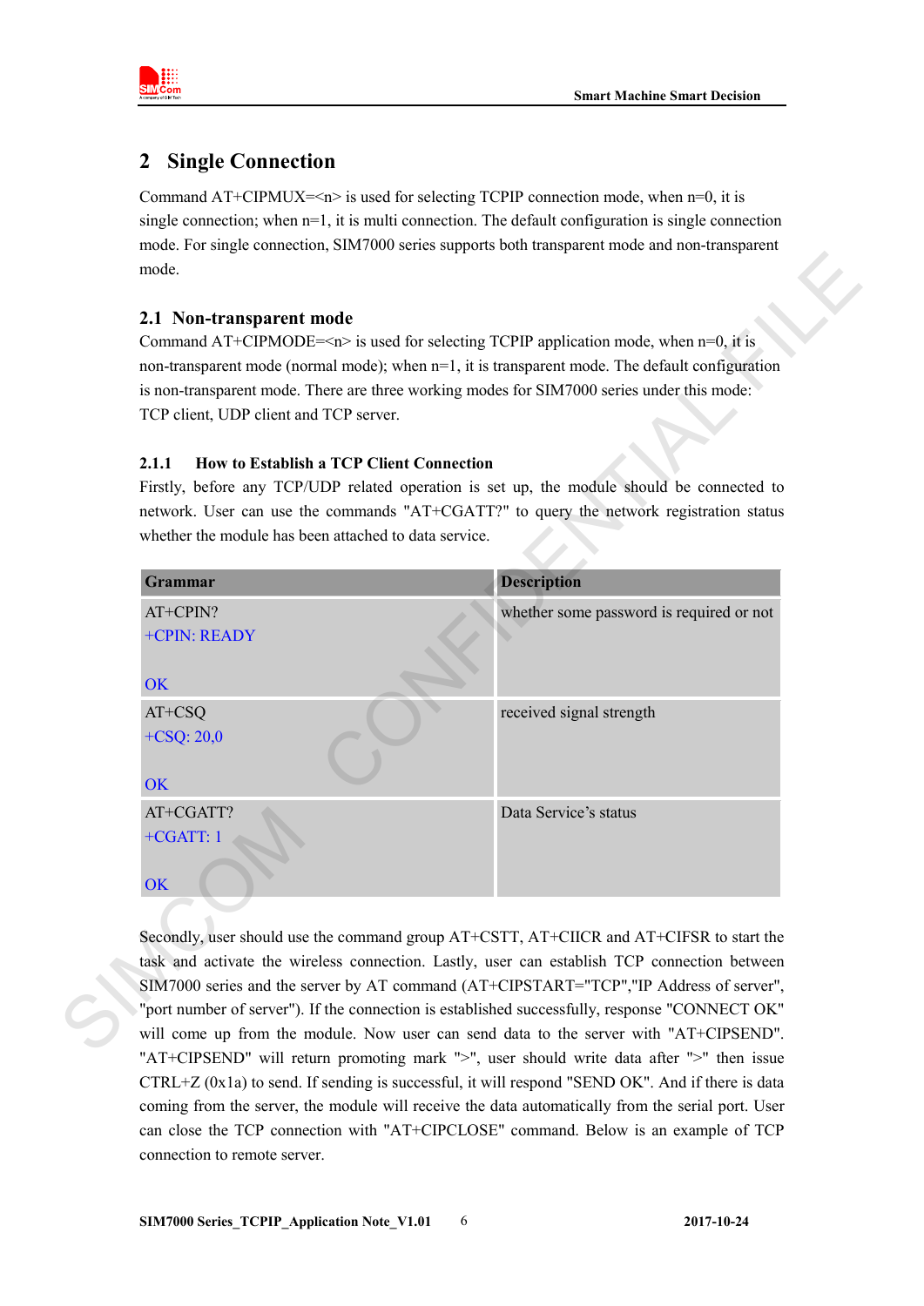# 2 Single Connection

Command AT+CIPMUX=<n> is used for selecting TCPIP connection mode, when n=0, it is single connection; when n=1, it is multi connection. The default configuration is single connection mode. For single connection, SIM7000 series supports both transparent mode and non-transparent mode.

## 2.1 Non-transparent mode

Command AT+CIPMODE=<n> is used for selecting TCPIP application mode, when n=0, it is non-transparent mode (normal mode); when n=1, it is transparent mode. The default configuration is non-transparent mode. There are three working modes for SIM7000 series under this mode: TCP client, UDP client and TCP server.

### 2.1.1 How to Establish a TCP Client Connection

Firstly, before any TCP/UDP related operation is set up, the module should be connected to network. User can use the commands "AT+CGATT?" to query the network registration status whether the module has been attached to data service.

| Grammar | Description |
|---|---|
| AT+CPIN?<br>+CPIN: READY<br><br>OK | whether some password is required or not |
| AT+CSQ<br>+CSQ: 20,0<br><br>OK | received signal strength |
| AT+CGATT?<br>+CGATT: 1<br><br>OK | Data Service's status |

Secondly, user should use the command group AT+CSTT, AT+CIICR and AT+CIFSR to start the task and activate the wireless connection. Lastly, user can establish TCP connection between SIM7000 series and the server by AT command (AT+CIPSTART="TCP","IP Address of server", "port number of server"). If the connection is established successfully, response "CONNECT OK" will come up from the module. Now user can send data to the server with "AT+CIPSEND". "AT+CIPSEND" will return promoting mark ">", user should write data after ">" then issue CTRL+Z (0x1a) to send. If sending is successful, it will respond "SEND OK". And if there is data coming from the server, the module will receive the data automatically from the serial port. User can close the TCP connection with "AT+CIPCLOSE" command. Below is an example of TCP connection to remote server.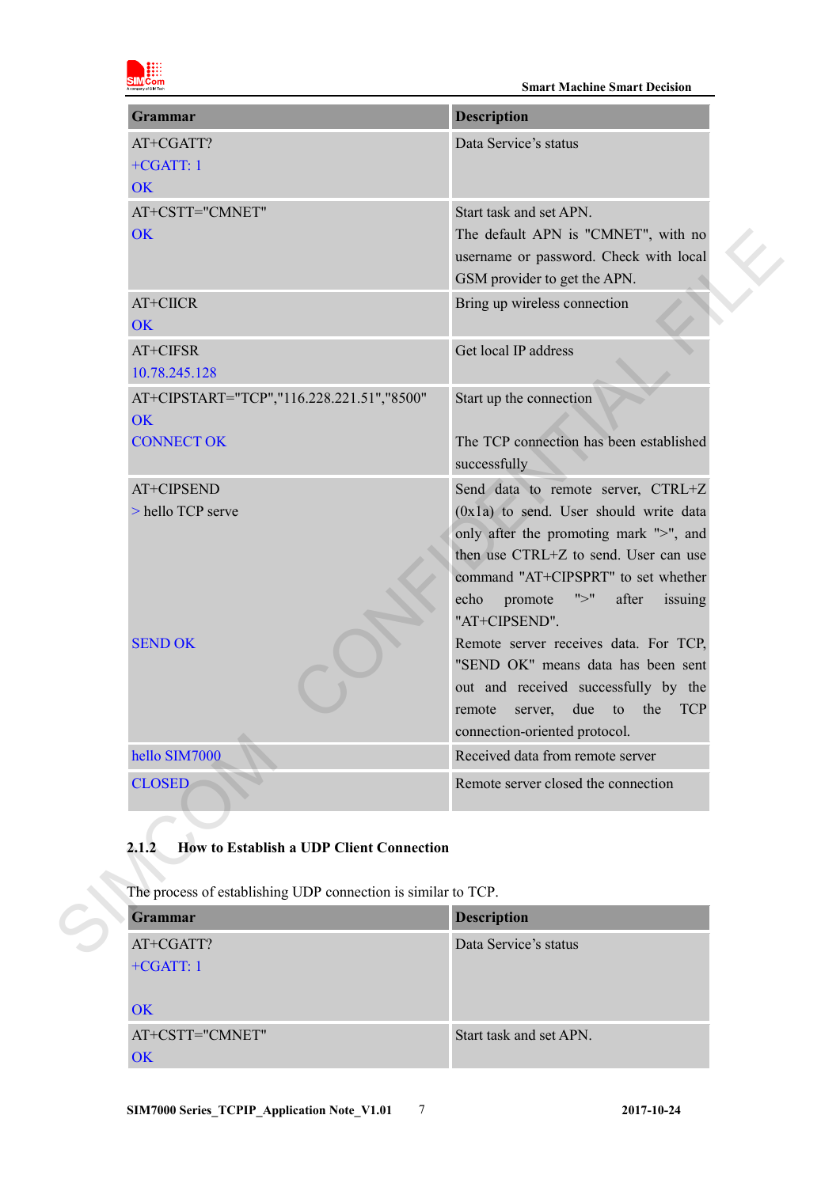| Grammar | Description |
|---|---|
| AT+CGATT?<br>+CGATT: 1<br>OK | Data Service's status |
| AT+CSTT="CMNET"<br>OK | Start task and set APN.<br>The default APN is "CMNET", with no username or password. Check with local GSM provider to get the APN. |
| AT+CIICR<br>OK | Bring up wireless connection |
| AT+CIFSR<br>10.78.245.128 | Get local IP address |
| AT+CIPSTART="TCP","116.228.221.51","8500"<br>OK<br>CONNECT OK | Start up the connection<br><br>The TCP connection has been established successfully |
| AT+CIPSEND<br>> hello TCP serve<br><br><br><br><br><br>SEND OK | Send data to remote server, CTRL+Z (0x1a) to send. User should write data only after the promoting mark ">", and then use CTRL+Z to send. User can use command "AT+CIPSPRT" to set whether echo promote ">" after issuing "AT+CIPSEND".<br>Remote server receives data. For TCP, "SEND OK" means data has been sent out and received successfully by the remote server, due to the TCP connection-oriented protocol. |
| hello SIM7000 | Received data from remote server |
| CLOSED | Remote server closed the connection |

### 2.1.2 How to Establish a UDP Client Connection

The process of establishing UDP connection is similar to TCP.

| Grammar | Description |
|---|---|
| AT+CGATT?<br>+CGATT: 1<br><br>OK | Data Service's status |
| AT+CSTT="CMNET"<br>OK | Start task and set APN. |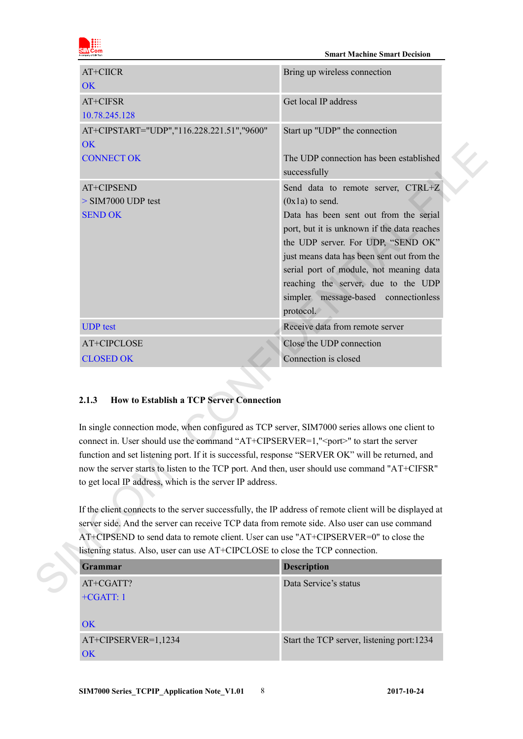| | |
|---|---|
| AT+CIICR<br>OK | Bring up wireless connection |
| AT+CIFSR<br>10.78.245.128 | Get local IP address |
| AT+CIPSTART="UDP","116.228.221.51","9600"<br>OK<br>CONNECT OK | Start up "UDP" the connection<br><br>The UDP connection has been established successfully |
| AT+CIPSEND<br>> SIM7000 UDP test<br>SEND OK | Send data to remote server, CTRL+Z (0x1a) to send.<br>Data has been sent out from the serial port, but it is unknown if the data reaches the UDP server. For UDP, "SEND OK" just means data has been sent out from the serial port of module, not meaning data reaching the server, due to the UDP simpler message-based connectionless protocol. |
| UDP test | Receive data from remote server |
| AT+CIPCLOSE<br>CLOSED OK | Close the UDP connection<br>Connection is closed |

### 2.1.3 How to Establish a TCP Server Connection

In single connection mode, when configured as TCP server, SIM7000 series allows one client to connect in. User should use the command "AT+CIPSERVER=1,"<port>" to start the server function and set listening port. If it is successful, response "SERVER OK" will be returned, and now the server starts to listen to the TCP port. And then, user should use command "AT+CIFSR" to get local IP address, which is the server IP address.

If the client connects to the server successfully, the IP address of remote client will be displayed at server side. And the server can receive TCP data from remote side. Also user can use command AT+CIPSEND to send data to remote client. User can use "AT+CIPSERVER=0" to close the listening status. Also, user can use AT+CIPCLOSE to close the TCP connection.

| Grammar | Description |
|---|---|
| AT+CGATT?<br>+CGATT: 1<br><br>OK | Data Service's status |
| AT+CIPSERVER=1,1234<br>OK | Start the TCP server, listening port:1234 |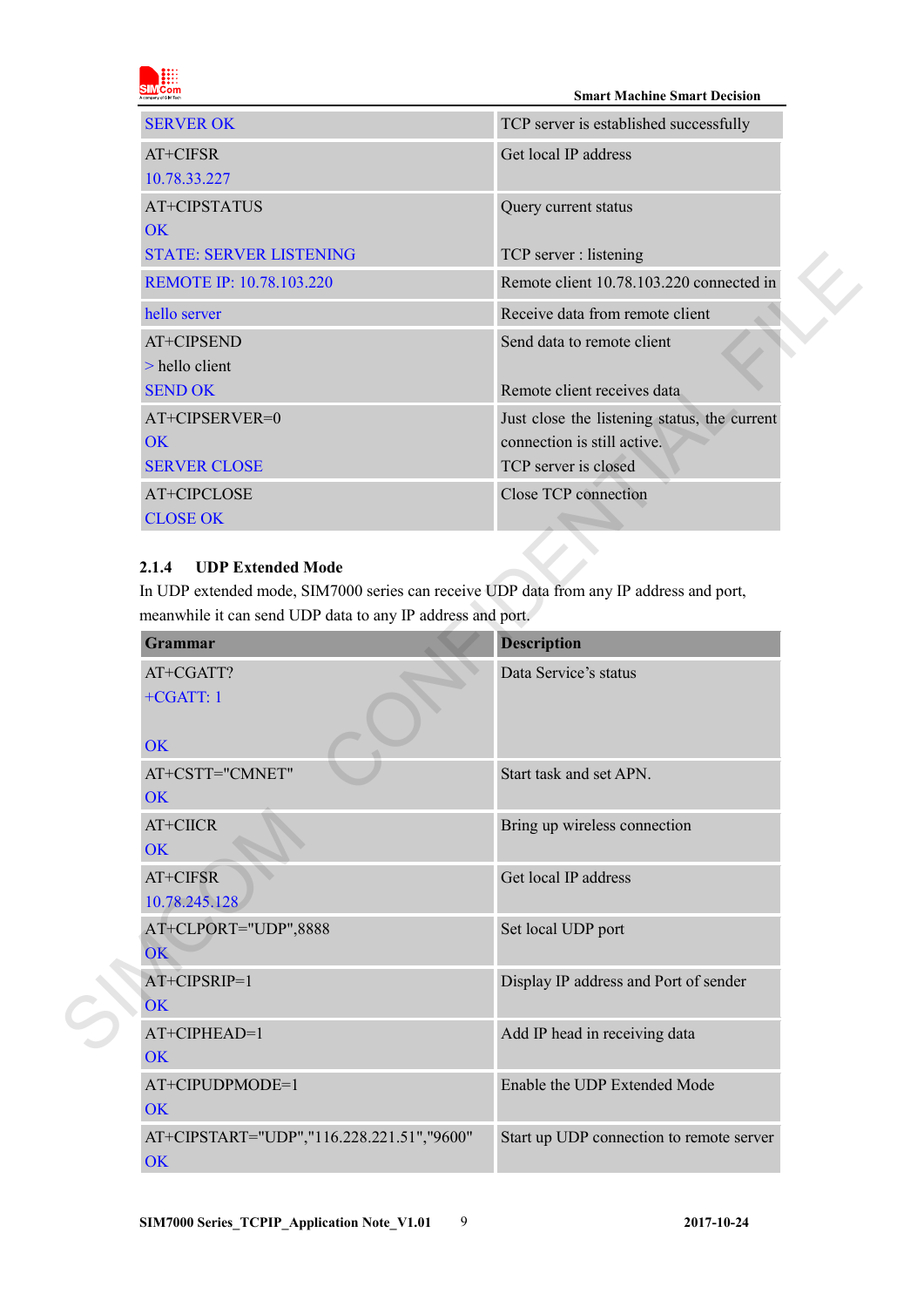| | |
|---|---|
| SERVER OK | TCP server is established successfully |
| AT+CIFSR<br>10.78.33.227 | Get local IP address |
| AT+CIPSTATUS<br>OK<br>STATE: SERVER LISTENING | Query current status<br><br>TCP server : listening |
| REMOTE IP: 10.78.103.220 | Remote client 10.78.103.220 connected in |
| hello server | Receive data from remote client |
| AT+CIPSEND<br>> hello client<br>SEND OK | Send data to remote client<br><br>Remote client receives data |
| AT+CIPSERVER=0<br>OK<br>SERVER CLOSE | Just close the listening status, the current connection is still active.<br>TCP server is closed |
| AT+CIPCLOSE<br>CLOSE OK | Close TCP connection |

### 2.1.4 UDP Extended Mode

In UDP extended mode, SIM7000 series can receive UDP data from any IP address and port, meanwhile it can send UDP data to any IP address and port.

| Grammar | Description |
|---|---|
| AT+CGATT?<br>+CGATT: 1<br><br>OK | Data Service's status |
| AT+CSTT="CMNET"<br>OK | Start task and set APN. |
| AT+CIICR<br>OK | Bring up wireless connection |
| AT+CIFSR<br>10.78.245.128 | Get local IP address |
| AT+CLPORT="UDP",8888<br>OK | Set local UDP port |
| AT+CIPSRIP=1<br>OK | Display IP address and Port of sender |
| AT+CIPHEAD=1<br>OK | Add IP head in receiving data |
| AT+CIPUDPMODE=1<br>OK | Enable the UDP Extended Mode |
| AT+CIPSTART="UDP","116.228.221.51","9600"<br>OK | Start up UDP connection to remote server |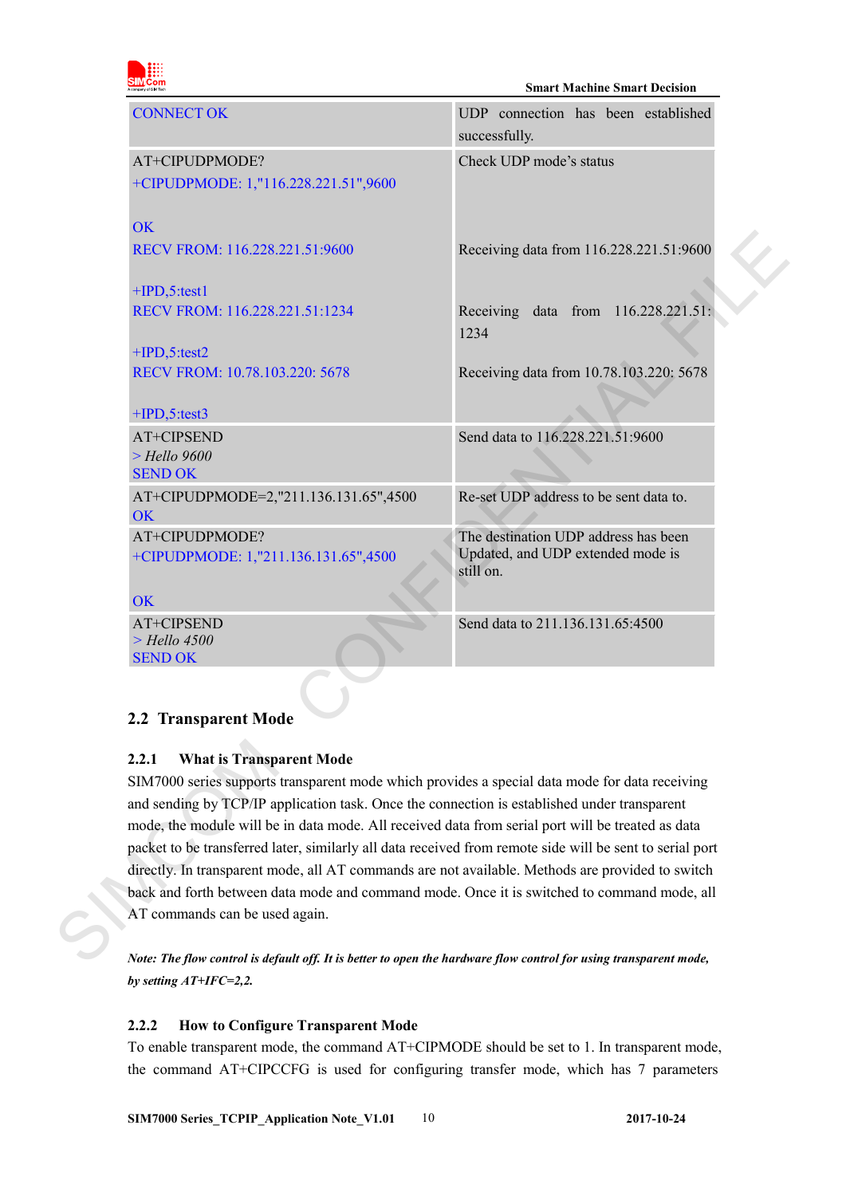| | |
|---|---|
| CONNECT OK | UDP connection has been established successfully. |
| AT+CIPUDPMODE?<br>+CIPUDPMODE: 1,"116.228.221.51",9600<br><br>OK<br>RECV FROM: 116.228.221.51:9600<br><br>+IPD,5:test1<br>RECV FROM: 116.228.221.51:1234<br><br>+IPD,5:test2<br>RECV FROM: 10.78.103.220: 5678<br><br>+IPD,5:test3 | Check UDP mode's status<br><br><br>Receiving data from 116.228.221.51:9600<br><br><br>Receiving data from 116.228.221.51: 1234<br><br>Receiving data from 10.78.103.220: 5678 |
| AT+CIPSEND<br>> *Hello 9600*<br>SEND OK | Send data to 116.228.221.51:9600 |
| AT+CIPUDPMODE=2,"211.136.131.65",4500<br>OK | Re-set UDP address to be sent data to. |
| AT+CIPUDPMODE?<br>+CIPUDPMODE: 1,"211.136.131.65",4500<br><br>OK | The destination UDP address has been Updated, and UDP extended mode is still on. |
| AT+CIPSEND<br>> *Hello 4500*<br>SEND OK | Send data to 211.136.131.65:4500 |

## 2.2 Transparent Mode

### 2.2.1 What is Transparent Mode

SIM7000 series supports transparent mode which provides a special data mode for data receiving and sending by TCP/IP application task. Once the connection is established under transparent mode, the module will be in data mode. All received data from serial port will be treated as data packet to be transferred later, similarly all data received from remote side will be sent to serial port directly. In transparent mode, all AT commands are not available. Methods are provided to switch back and forth between data mode and command mode. Once it is switched to command mode, all AT commands can be used again.

***Note: The flow control is default off. It is better to open the hardware flow control for using transparent mode, by setting AT+IFC=2,2.***

### 2.2.2 How to Configure Transparent Mode

To enable transparent mode, the command AT+CIPMODE should be set to 1. In transparent mode, the command AT+CIPCCFG is used for configuring transfer mode, which has 7 parameters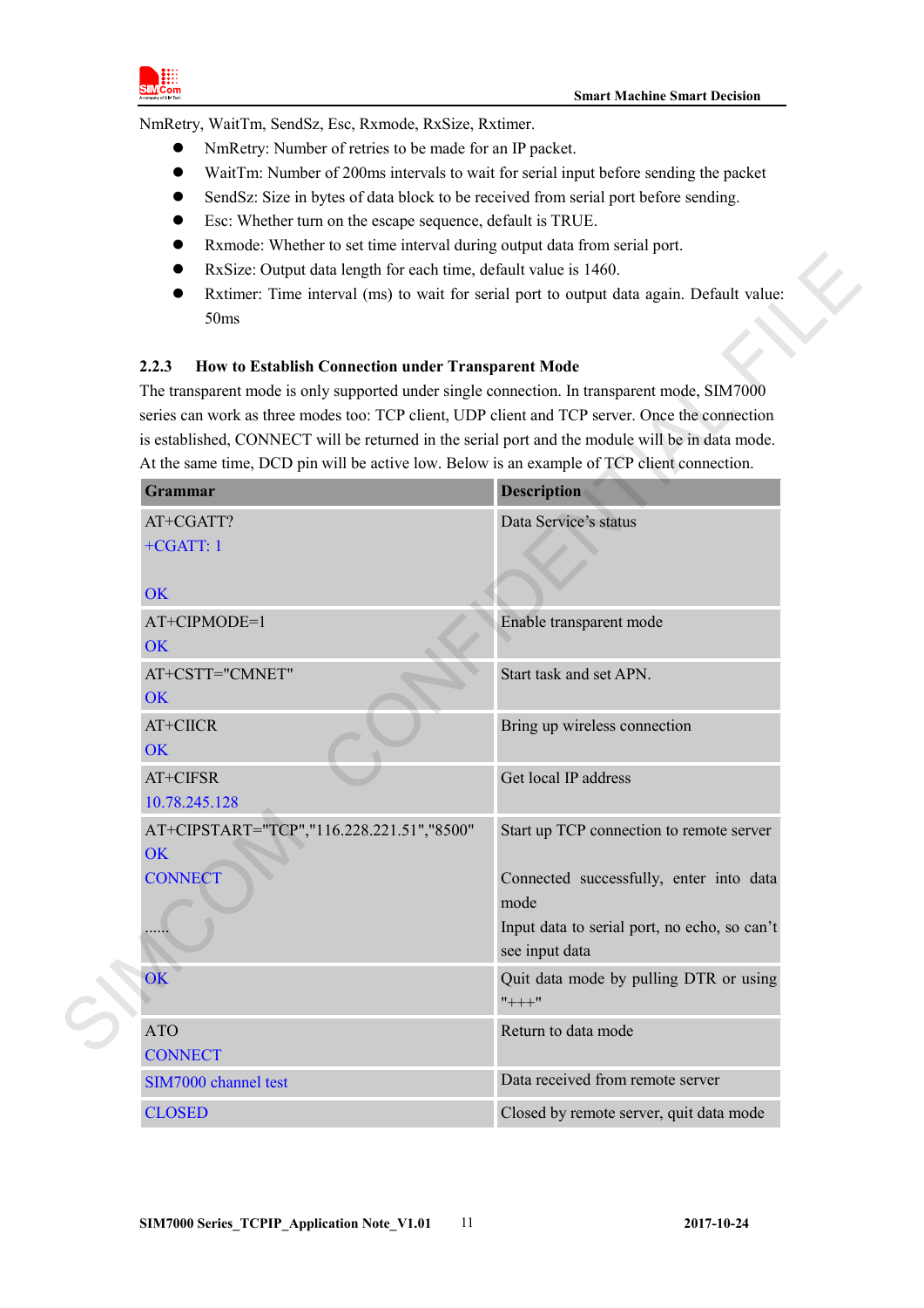NmRetry, WaitTm, SendSz, Esc, Rxmode, RxSize, Rxtimer.

- NmRetry: Number of retries to be made for an IP packet.
- WaitTm: Number of 200ms intervals to wait for serial input before sending the packet
- SendSz: Size in bytes of data block to be received from serial port before sending.
- Esc: Whether turn on the escape sequence, default is TRUE.
- Rxmode: Whether to set time interval during output data from serial port.
- RxSize: Output data length for each time, default value is 1460.
- Rxtimer: Time interval (ms) to wait for serial port to output data again. Default value: 50ms

### 2.2.3 How to Establish Connection under Transparent Mode

The transparent mode is only supported under single connection. In transparent mode, SIM7000 series can work as three modes too: TCP client, UDP client and TCP server. Once the connection is established, CONNECT will be returned in the serial port and the module will be in data mode. At the same time, DCD pin will be active low. Below is an example of TCP client connection.

| Grammar | Description |
|---|---|
| AT+CGATT?<br>+CGATT: 1<br><br>OK | Data Service's status |
| AT+CIPMODE=1<br>OK | Enable transparent mode |
| AT+CSTT="CMNET"<br>OK | Start task and set APN. |
| AT+CIICR<br>OK | Bring up wireless connection |
| AT+CIFSR<br>10.78.245.128 | Get local IP address |
| AT+CIPSTART="TCP","116.228.221.51","8500"<br>OK<br>CONNECT<br><br>...... | Start up TCP connection to remote server<br><br>Connected successfully, enter into data mode<br>Input data to serial port, no echo, so can't see input data |
| OK | Quit data mode by pulling DTR or using "+++" |
| ATO<br>CONNECT | Return to data mode |
| SIM7000 channel test | Data received from remote server |
| CLOSED | Closed by remote server, quit data mode |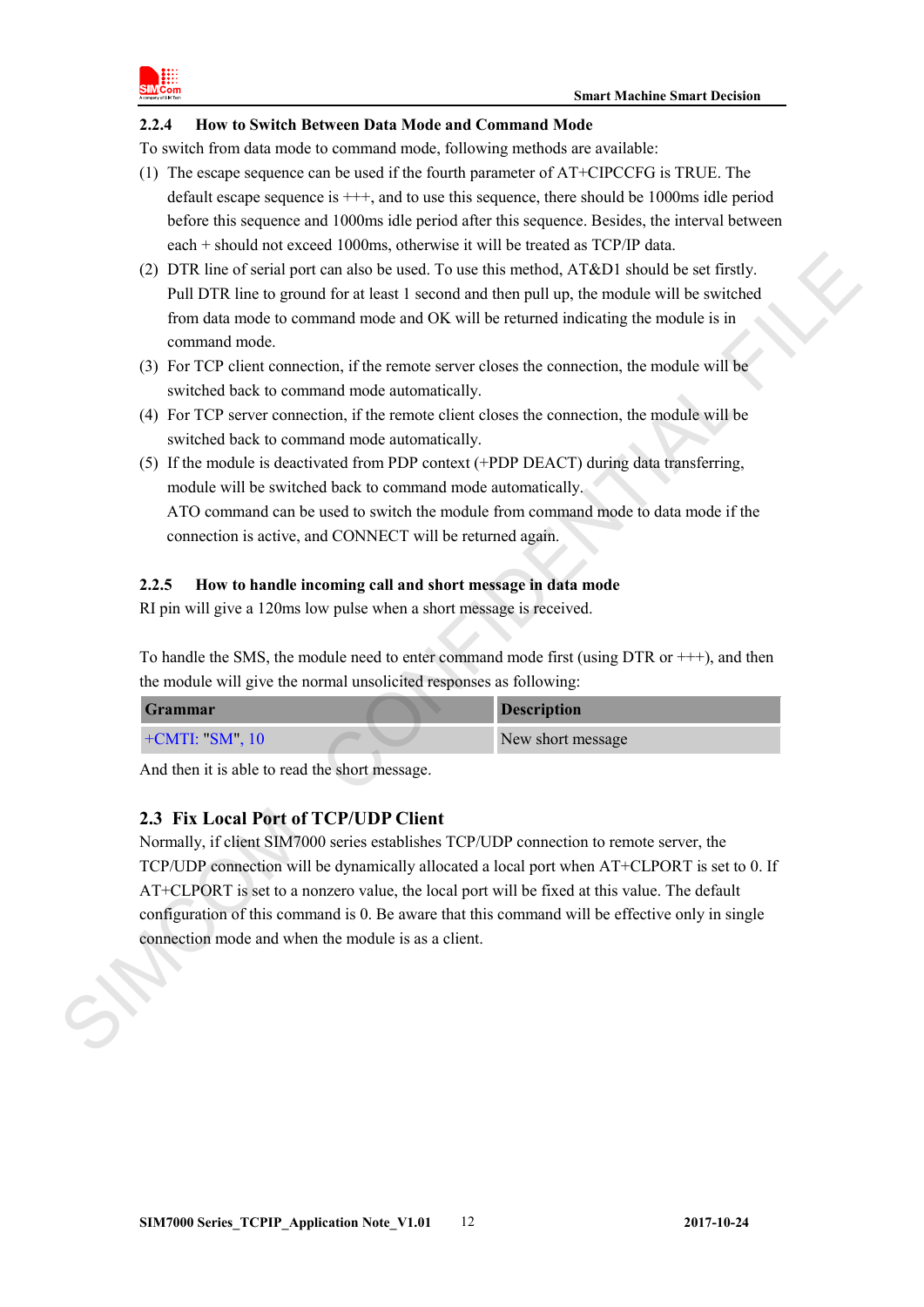### 2.2.4 How to Switch Between Data Mode and Command Mode

To switch from data mode to command mode, following methods are available:

(1) The escape sequence can be used if the fourth parameter of AT+CIPCCFG is TRUE. The default escape sequence is +++, and to use this sequence, there should be 1000ms idle period before this sequence and 1000ms idle period after this sequence. Besides, the interval between each + should not exceed 1000ms, otherwise it will be treated as TCP/IP data.

(2) DTR line of serial port can also be used. To use this method, AT&D1 should be set firstly. Pull DTR line to ground for at least 1 second and then pull up, the module will be switched from data mode to command mode and OK will be returned indicating the module is in command mode.

(3) For TCP client connection, if the remote server closes the connection, the module will be switched back to command mode automatically.

(4) For TCP server connection, if the remote client closes the connection, the module will be switched back to command mode automatically.

(5) If the module is deactivated from PDP context (+PDP DEACT) during data transferring, module will be switched back to command mode automatically.

ATO command can be used to switch the module from command mode to data mode if the connection is active, and CONNECT will be returned again.

### 2.2.5 How to handle incoming call and short message in data mode

RI pin will give a 120ms low pulse when a short message is received.

To handle the SMS, the module need to enter command mode first (using DTR or +++), and then the module will give the normal unsolicited responses as following:

| Grammar | Description |
|---|---|
| +CMTI: "SM", 10 | New short message |

And then it is able to read the short message.

## 2.3 Fix Local Port of TCP/UDP Client

Normally, if client SIM7000 series establishes TCP/UDP connection to remote server, the TCP/UDP connection will be dynamically allocated a local port when AT+CLPORT is set to 0. If AT+CLPORT is set to a nonzero value, the local port will be fixed at this value. The default configuration of this command is 0. Be aware that this command will be effective only in single connection mode and when the module is as a client.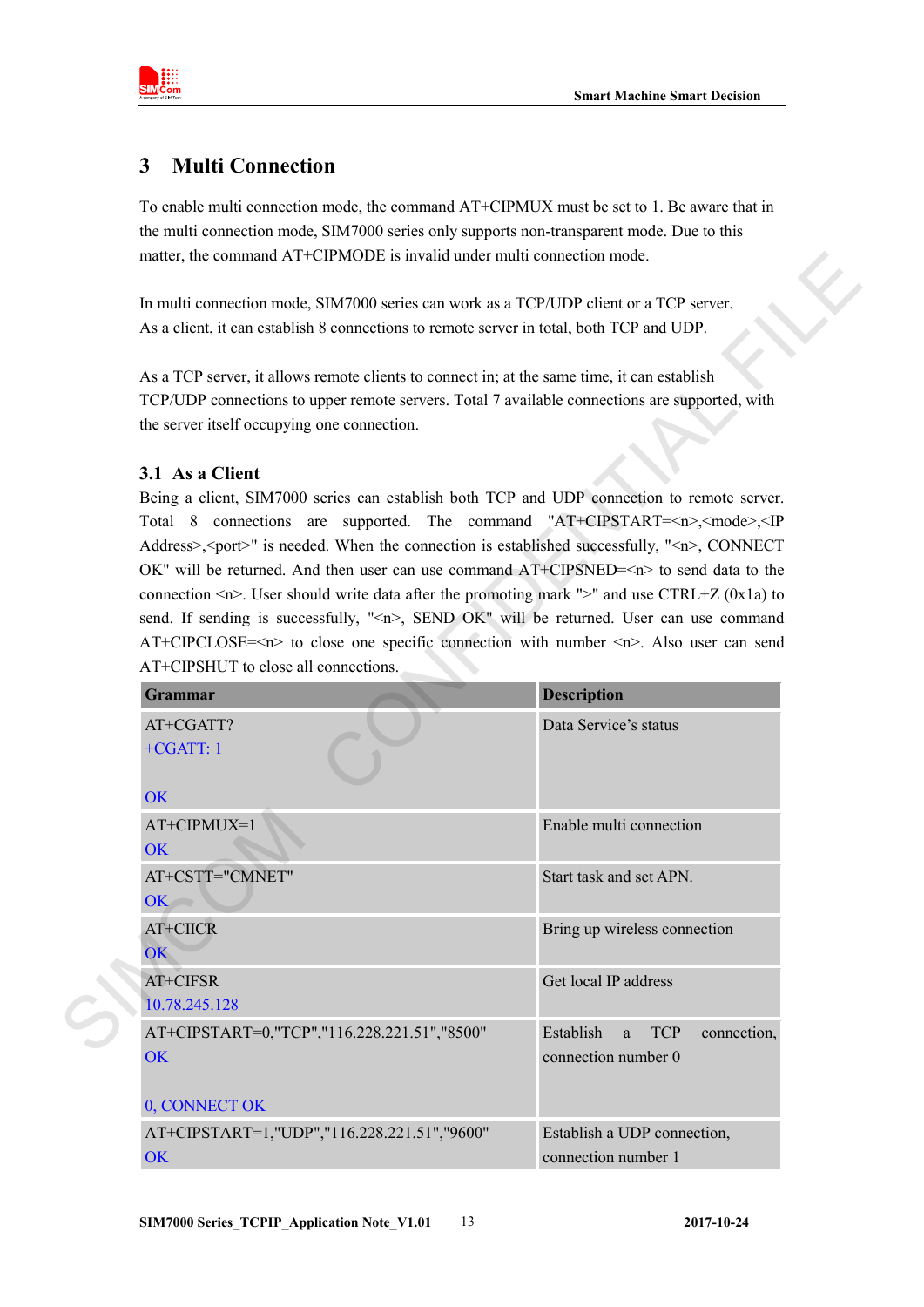## 3 Multi Connection

To enable multi connection mode, the command AT+CIPMUX must be set to 1. Be aware that in the multi connection mode, SIM7000 series only supports non-transparent mode. Due to this matter, the command AT+CIPMODE is invalid under multi connection mode.

In multi connection mode, SIM7000 series can work as a TCP/UDP client or a TCP server. As a client, it can establish 8 connections to remote server in total, both TCP and UDP.

As a TCP server, it allows remote clients to connect in; at the same time, it can establish TCP/UDP connections to upper remote servers. Total 7 available connections are supported, with the server itself occupying one connection.

### 3.1 As a Client

Being a client, SIM7000 series can establish both TCP and UDP connection to remote server. Total 8 connections are supported. The command "AT+CIPSTART=<n>,<mode>,<IP Address>,<port>" is needed. When the connection is established successfully, "<n>, CONNECT OK" will be returned. And then user can use command AT+CIPSNED=<n> to send data to the connection <n>. User should write data after the promoting mark ">" and use CTRL+Z (0x1a) to send. If sending is successfully, "<n>, SEND OK" will be returned. User can use command AT+CIPCLOSE=<n> to close one specific connection with number <n>. Also user can send AT+CIPSHUT to close all connections.

| Grammar | Description |
|---|---|
| AT+CGATT?<br>+CGATT: 1<br><br>OK | Data Service's status |
| AT+CIPMUX=1<br>OK | Enable multi connection |
| AT+CSTT="CMNET"<br>OK | Start task and set APN. |
| AT+CIICR<br>OK | Bring up wireless connection |
| AT+CIFSR<br>10.78.245.128 | Get local IP address |
| AT+CIPSTART=0,"TCP","116.228.221.51","8500"<br>OK<br><br>0, CONNECT OK | Establish a TCP connection, connection number 0 |
| AT+CIPSTART=1,"UDP","116.228.221.51","9600"<br>OK | Establish a UDP connection, connection number 1 |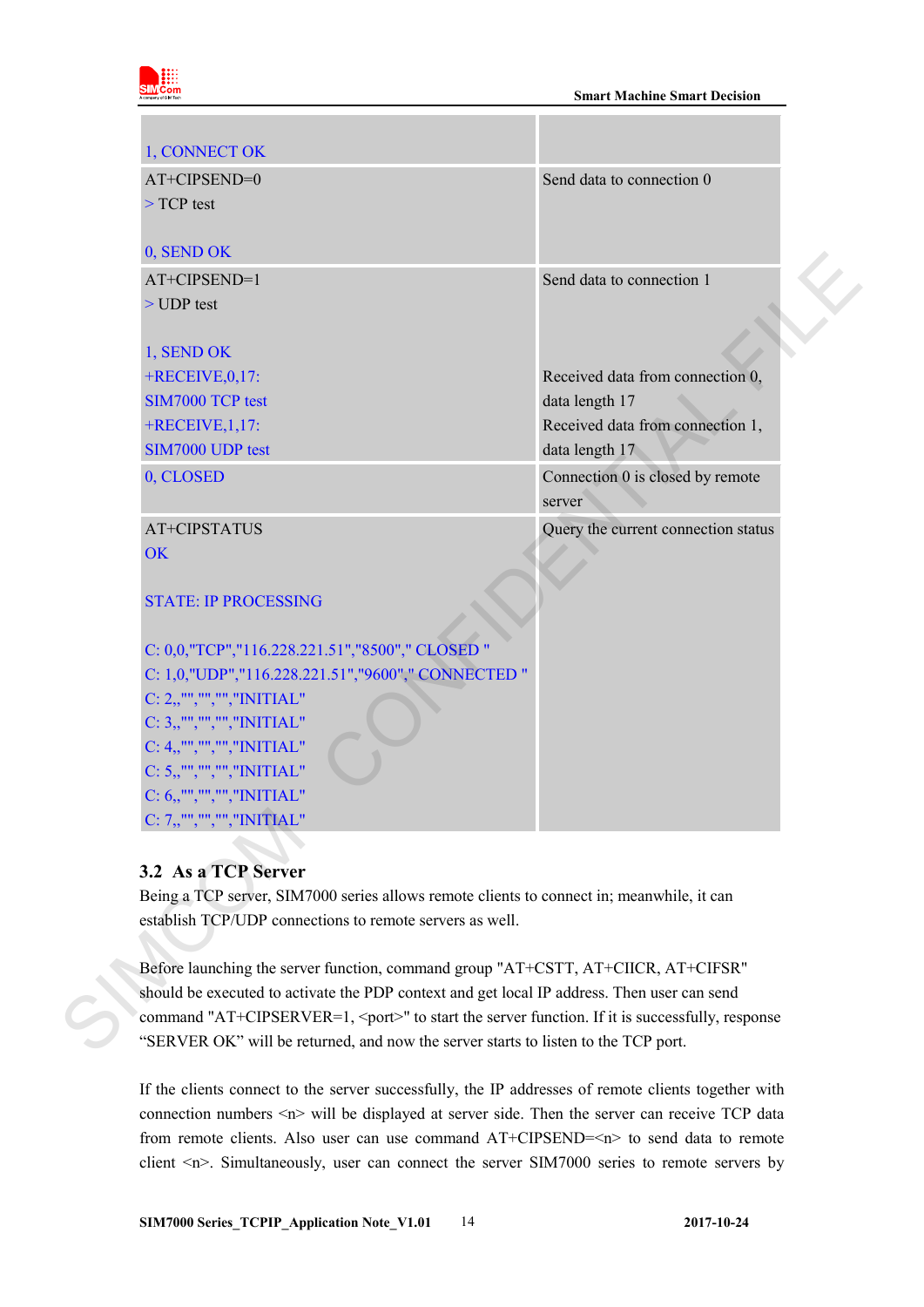| | |
|---|---|
| 1, CONNECT OK | |
| AT+CIPSEND=0<br>> TCP test<br><br>0, SEND OK | Send data to connection 0 |
| AT+CIPSEND=1<br>> UDP test<br><br>1, SEND OK<br>+RECEIVE,0,17:<br>SIM7000 TCP test<br>+RECEIVE,1,17:<br>SIM7000 UDP test | Send data to connection 1<br><br><br><br>Received data from connection 0, data length 17<br>Received data from connection 1, data length 17 |
| 0, CLOSED | Connection 0 is closed by remote server |
| AT+CIPSTATUS<br>OK<br><br>STATE: IP PROCESSING<br><br>C: 0,0,"TCP","116.228.221.51","8500"," CLOSED "<br>C: 1,0,"UDP","116.228.221.51","9600"," CONNECTED "<br>C: 2,,"","","","INITIAL"<br>C: 3,,"","","","INITIAL"<br>C: 4,,"","","","INITIAL"<br>C: 5,,"","","","INITIAL"<br>C: 6,,"","","","INITIAL"<br>C: 7,,"","","","INITIAL" | Query the current connection status |

## 3.2 As a TCP Server

Being a TCP server, SIM7000 series allows remote clients to connect in; meanwhile, it can establish TCP/UDP connections to remote servers as well.

Before launching the server function, command group "AT+CSTT, AT+CIICR, AT+CIFSR" should be executed to activate the PDP context and get local IP address. Then user can send command "AT+CIPSERVER=1, <port>" to start the server function. If it is successfully, response "SERVER OK" will be returned, and now the server starts to listen to the TCP port.

If the clients connect to the server successfully, the IP addresses of remote clients together with connection numbers <n> will be displayed at server side. Then the server can receive TCP data from remote clients. Also user can use command AT+CIPSEND=<n> to send data to remote client <n>. Simultaneously, user can connect the server SIM7000 series to remote servers by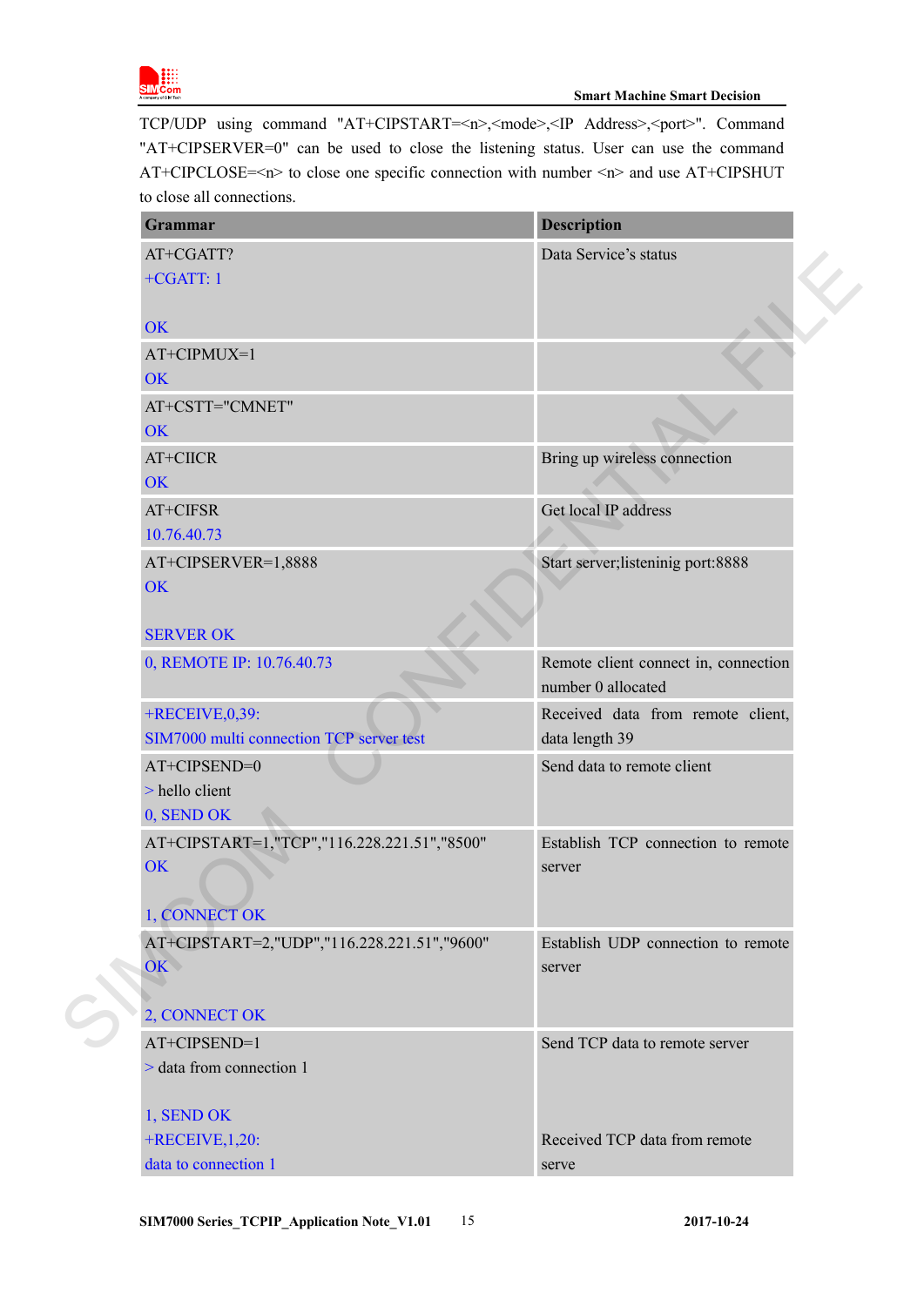TCP/UDP using command "AT+CIPSTART=<n>,<mode>,<IP Address>,<port>". Command "AT+CIPSERVER=0" can be used to close the listening status. User can use the command AT+CIPCLOSE=<n> to close one specific connection with number <n> and use AT+CIPSHUT to close all connections.

| Grammar | Description |
|---|---|
| AT+CGATT?<br>+CGATT: 1<br><br>OK | Data Service's status |
| AT+CIPMUX=1<br>OK | |
| AT+CSTT="CMNET"<br>OK | |
| AT+CIICR<br>OK | Bring up wireless connection |
| AT+CIFSR<br>10.76.40.73 | Get local IP address |
| AT+CIPSERVER=1,8888<br>OK<br><br>SERVER OK | Start server;listeninig port:8888 |
| 0, REMOTE IP: 10.76.40.73 | Remote client connect in, connection number 0 allocated |
| +RECEIVE,0,39:<br>SIM7000 multi connection TCP server test | Received data from remote client, data length 39 |
| AT+CIPSEND=0<br>> hello client<br>0, SEND OK | Send data to remote client |
| AT+CIPSTART=1,"TCP","116.228.221.51","8500"<br>OK<br><br>1, CONNECT OK | Establish TCP connection to remote server |
| AT+CIPSTART=2,"UDP","116.228.221.51","9600"<br>OK<br><br>2, CONNECT OK | Establish UDP connection to remote server |
| AT+CIPSEND=1<br>> data from connection 1<br><br>1, SEND OK<br>+RECEIVE,1,20:<br>data to connection 1 | Send TCP data to remote server<br><br><br><br>Received TCP data from remote serve |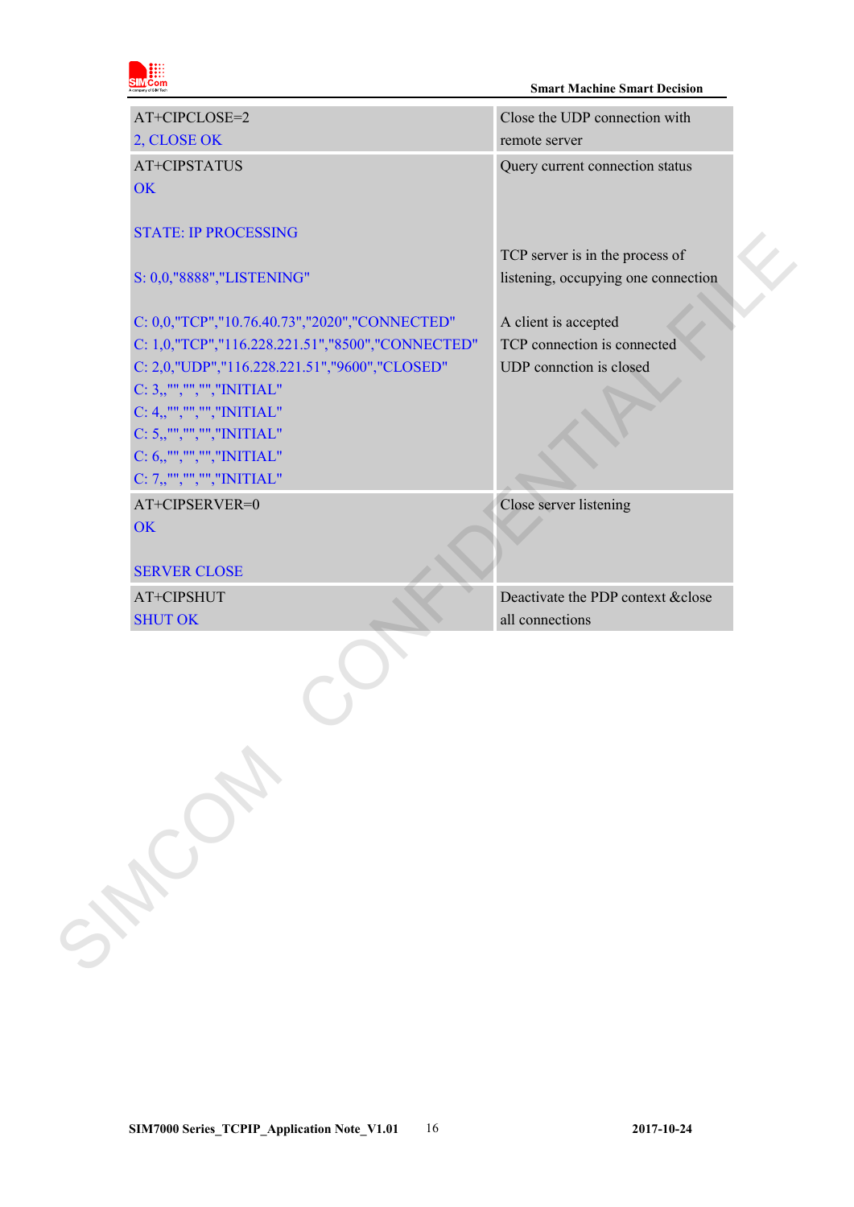| | |
|---|---|
| AT+CIPCLOSE=2<br>2, CLOSE OK | Close the UDP connection with remote server |
| AT+CIPSTATUS<br>OK<br><br>STATE: IP PROCESSING<br><br>S: 0,0,"8888","LISTENING"<br><br>C: 0,0,"TCP","10.76.40.73","2020","CONNECTED"<br>C: 1,0,"TCP","116.228.221.51","8500","CONNECTED"<br>C: 2,0,"UDP","116.228.221.51","9600","CLOSED"<br>C: 3,,"","","","INITIAL"<br>C: 4,,"","","","INITIAL"<br>C: 5,,"","","","INITIAL"<br>C: 6,,"","","","INITIAL"<br>C: 7,,"","","","INITIAL" | Query current connection status<br><br><br><br>TCP server is in the process of listening, occupying one connection<br><br>A client is accepted<br>TCP connection is connected<br>UDP connction is closed |
| AT+CIPSERVER=0<br>OK<br><br>SERVER CLOSE | Close server listening |
| AT+CIPSHUT<br>SHUT OK | Deactivate the PDP context &close all connections |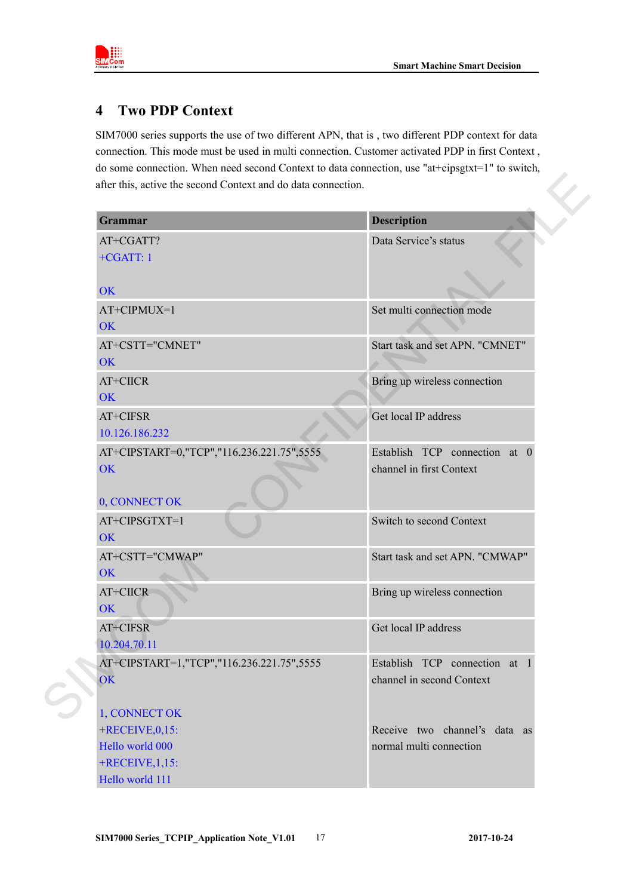# 4 Two PDP Context

SIM7000 series supports the use of two different APN, that is , two different PDP context for data connection. This mode must be used in multi connection. Customer activated PDP in first Context , do some connection. When need second Context to data connection, use "at+cipsgtxt=1" to switch, after this, active the second Context and do data connection.

| Grammar | Description |
|---|---|
| AT+CGATT?<br>+CGATT: 1<br><br>OK | Data Service's status |
| AT+CIPMUX=1<br>OK | Set multi connection mode |
| AT+CSTT="CMNET"<br>OK | Start task and set APN. "CMNET" |
| AT+CIICR<br>OK | Bring up wireless connection |
| AT+CIFSR<br>10.126.186.232 | Get local IP address |
| AT+CIPSTART=0,"TCP","116.236.221.75",5555<br>OK<br><br>0, CONNECT OK | Establish TCP connection at 0 channel in first Context |
| AT+CIPSGTXT=1<br>OK | Switch to second Context |
| AT+CSTT="CMWAP"<br>OK | Start task and set APN. "CMWAP" |
| AT+CIICR<br>OK | Bring up wireless connection |
| AT+CIFSR<br>10.204.70.11 | Get local IP address |
| AT+CIPSTART=1,"TCP","116.236.221.75",5555<br>OK<br><br>1, CONNECT OK<br>+RECEIVE,0,15:<br>Hello world 000<br>+RECEIVE,1,15:<br>Hello world 111 | Establish TCP connection at 1 channel in second Context<br><br><br>Receive two channel's data as normal multi connection |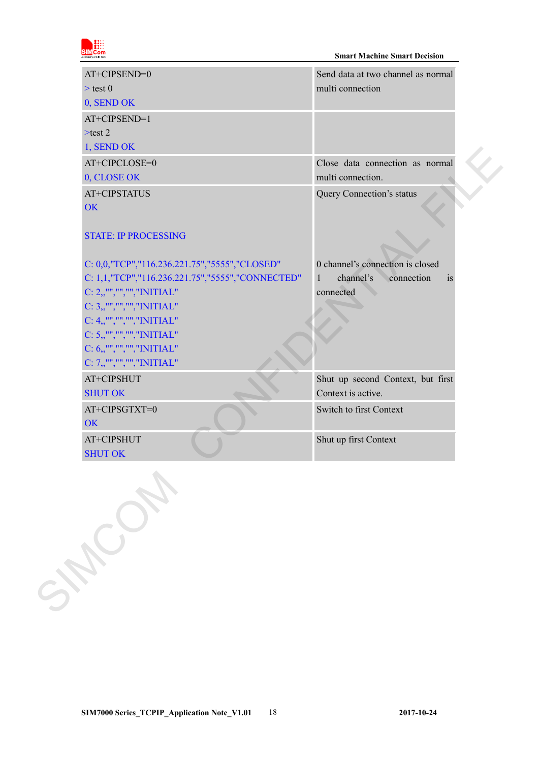| | |
|---|---|
| AT+CIPSEND=0<br>> test 0<br>0, SEND OK | Send data at two channel as normal multi connection |
| AT+CIPSEND=1<br>>test 2<br>1, SEND OK | |
| AT+CIPCLOSE=0<br>0, CLOSE OK | Close data connection as normal multi connection. |
| AT+CIPSTATUS<br>OK<br><br>STATE: IP PROCESSING<br><br>C: 0,0,"TCP","116.236.221.75","5555","CLOSED"<br>C: 1,1,"TCP","116.236.221.75","5555","CONNECTED"<br>C: 2,,"","","","INITIAL"<br>C: 3,,"","","","INITIAL"<br>C: 4,,"","","","INITIAL"<br>C: 5,,"","","","INITIAL"<br>C: 6,,"","","","INITIAL"<br>C: 7,,"","","","INITIAL" | Query Connection's status<br><br><br><br><br>0 channel's connection is closed<br>1 channel's connection is connected |
| AT+CIPSHUT<br>SHUT OK | Shut up second Context, but first Context is active. |
| AT+CIPSGTXT=0<br>OK | Switch to first Context |
| AT+CIPSHUT<br>SHUT OK | Shut up first Context |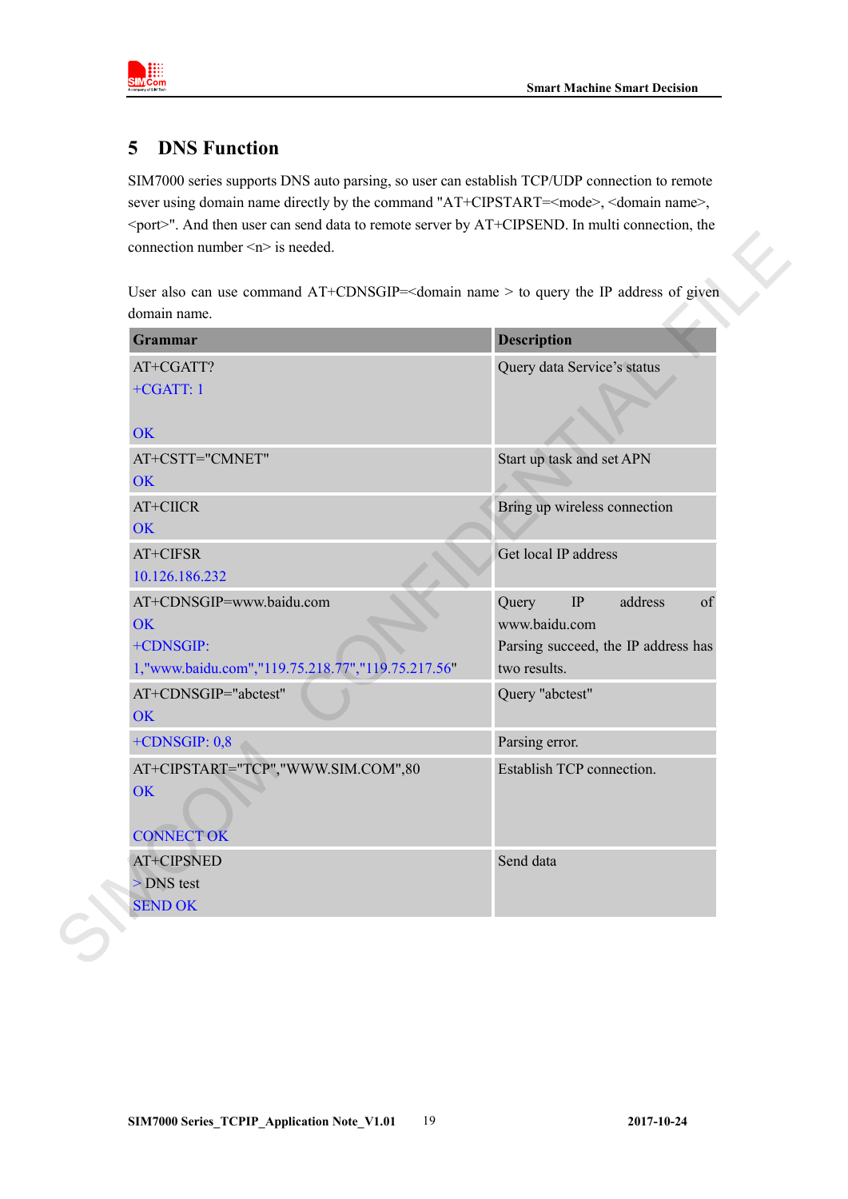# 5 DNS Function

SIM7000 series supports DNS auto parsing, so user can establish TCP/UDP connection to remote sever using domain name directly by the command "AT+CIPSTART=<mode>, <domain name>, <port>". And then user can send data to remote server by AT+CIPSEND. In multi connection, the connection number <n> is needed.

User also can use command AT+CDNSGIP=<domain name > to query the IP address of given domain name.

| Grammar | Description |
| --- | --- |
| AT+CGATT?<br>+CGATT: 1<br><br>OK | Query data Service's status |
| AT+CSTT="CMNET"<br>OK | Start up task and set APN |
| AT+CIICR<br>OK | Bring up wireless connection |
| AT+CIFSR<br>10.126.186.232 | Get local IP address |
| AT+CDNSGIP=www.baidu.com<br>OK<br>+CDNSGIP:<br>1,"www.baidu.com","119.75.218.77","119.75.217.56" | Query IP address of www.baidu.com<br>Parsing succeed, the IP address has two results. |
| AT+CDNSGIP="abctest"<br>OK | Query "abctest" |
| +CDNSGIP: 0,8 | Parsing error. |
| AT+CIPSTART="TCP","WWW.SIM.COM",80<br>OK<br><br>CONNECT OK | Establish TCP connection. |
| AT+CIPSNED<br>> DNS test<br>SEND OK | Send data |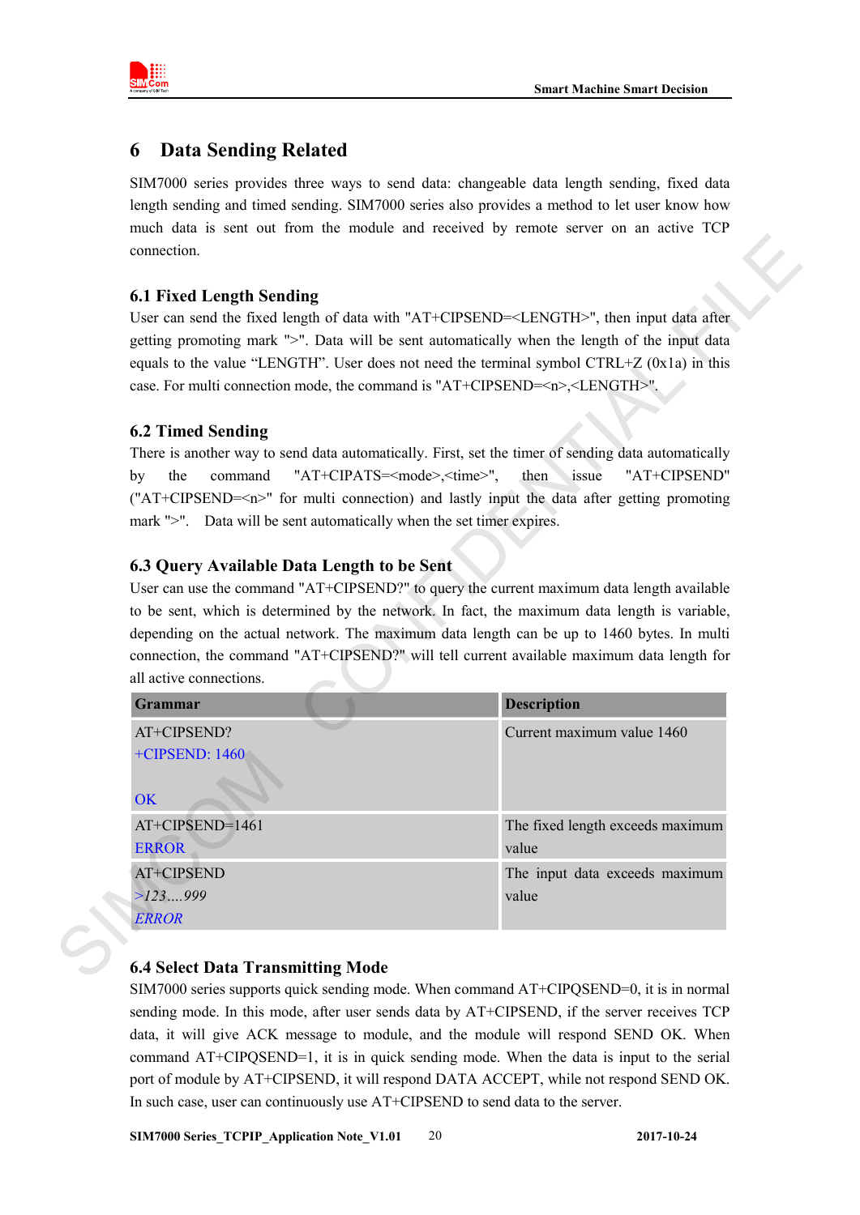# 6 Data Sending Related

SIM7000 series provides three ways to send data: changeable data length sending, fixed data length sending and timed sending. SIM7000 series also provides a method to let user know how much data is sent out from the module and received by remote server on an active TCP connection.

## 6.1 Fixed Length Sending

User can send the fixed length of data with "AT+CIPSEND=<LENGTH>", then input data after getting promoting mark ">". Data will be sent automatically when the length of the input data equals to the value "LENGTH". User does not need the terminal symbol CTRL+Z (0x1a) in this case. For multi connection mode, the command is "AT+CIPSEND=<n>,<LENGTH>".

## 6.2 Timed Sending

There is another way to send data automatically. First, set the timer of sending data automatically by the command "AT+CIPATS=<mode>,<time>", then issue "AT+CIPSEND" ("AT+CIPSEND=<n>" for multi connection) and lastly input the data after getting promoting mark ">". Data will be sent automatically when the set timer expires.

## 6.3 Query Available Data Length to be Sent

User can use the command "AT+CIPSEND?" to query the current maximum data length available to be sent, which is determined by the network. In fact, the maximum data length is variable, depending on the actual network. The maximum data length can be up to 1460 bytes. In multi connection, the command "AT+CIPSEND?" will tell current available maximum data length for all active connections.

| Grammar | Description |
|---|---|
| AT+CIPSEND?<br>+CIPSEND: 1460<br><br>OK | Current maximum value 1460 |
| AT+CIPSEND=1461<br>ERROR | The fixed length exceeds maximum value |
| AT+CIPSEND<br>*>123….999*<br>*ERROR* | The input data exceeds maximum value |

## 6.4 Select Data Transmitting Mode

SIM7000 series supports quick sending mode. When command AT+CIPQSEND=0, it is in normal sending mode. In this mode, after user sends data by AT+CIPSEND, if the server receives TCP data, it will give ACK message to module, and the module will respond SEND OK. When command AT+CIPQSEND=1, it is in quick sending mode. When the data is input to the serial port of module by AT+CIPSEND, it will respond DATA ACCEPT, while not respond SEND OK. In such case, user can continuously use AT+CIPSEND to send data to the server.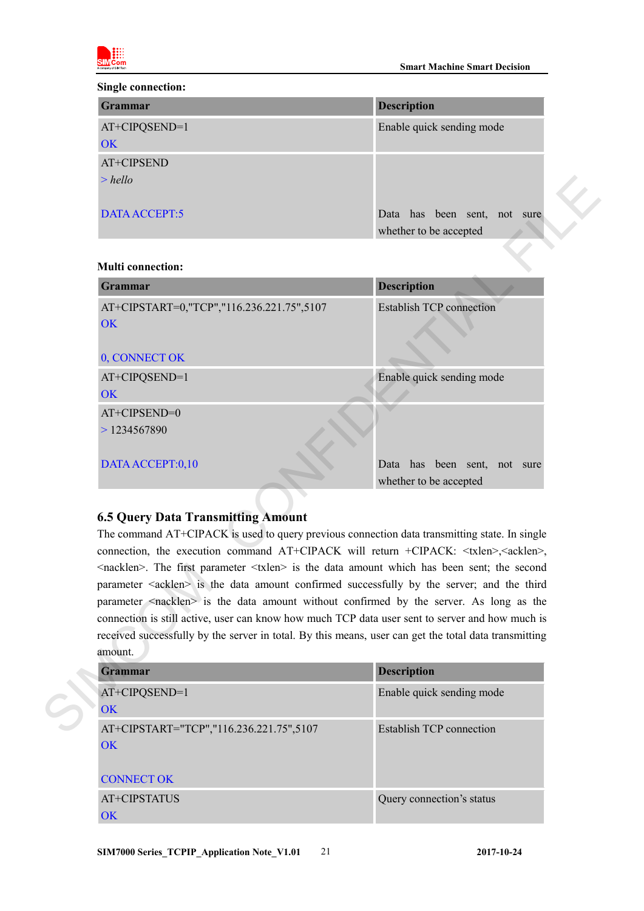**Single connection:**

| Grammar | Description |
| --- | --- |
| AT+CIPQSEND=1<br>OK | Enable quick sending mode |
| AT+CIPSEND<br>> *hello*<br><br>DATA ACCEPT:5 | <br><br><br>Data has been sent, not sure whether to be accepted |

**Multi connection:**

| Grammar | Description |
| --- | --- |
| AT+CIPSTART=0,"TCP","116.236.221.75",5107<br>OK<br><br>0, CONNECT OK | Establish TCP connection |
| AT+CIPQSEND=1<br>OK | Enable quick sending mode |
| AT+CIPSEND=0<br>> 1234567890<br><br>DATA ACCEPT:0,10 | <br><br><br>Data has been sent, not sure whether to be accepted |

## 6.5 Query Data Transmitting Amount

The command AT+CIPACK is used to query previous connection data transmitting state. In single connection, the execution command AT+CIPACK will return +CIPACK: <txlen>,<acklen>,<nacklen>. The first parameter <txlen> is the data amount which has been sent; the second parameter <acklen> is the data amount confirmed successfully by the server; and the third parameter <nacklen> is the data amount without confirmed by the server. As long as the connection is still active, user can know how much TCP data user sent to server and how much is received successfully by the server in total. By this means, user can get the total data transmitting amount.

| Grammar | Description |
| --- | --- |
| AT+CIPQSEND=1<br>OK | Enable quick sending mode |
| AT+CIPSTART="TCP","116.236.221.75",5107<br>OK<br><br>CONNECT OK | Establish TCP connection |
| AT+CIPSTATUS<br>OK | Query connection's status |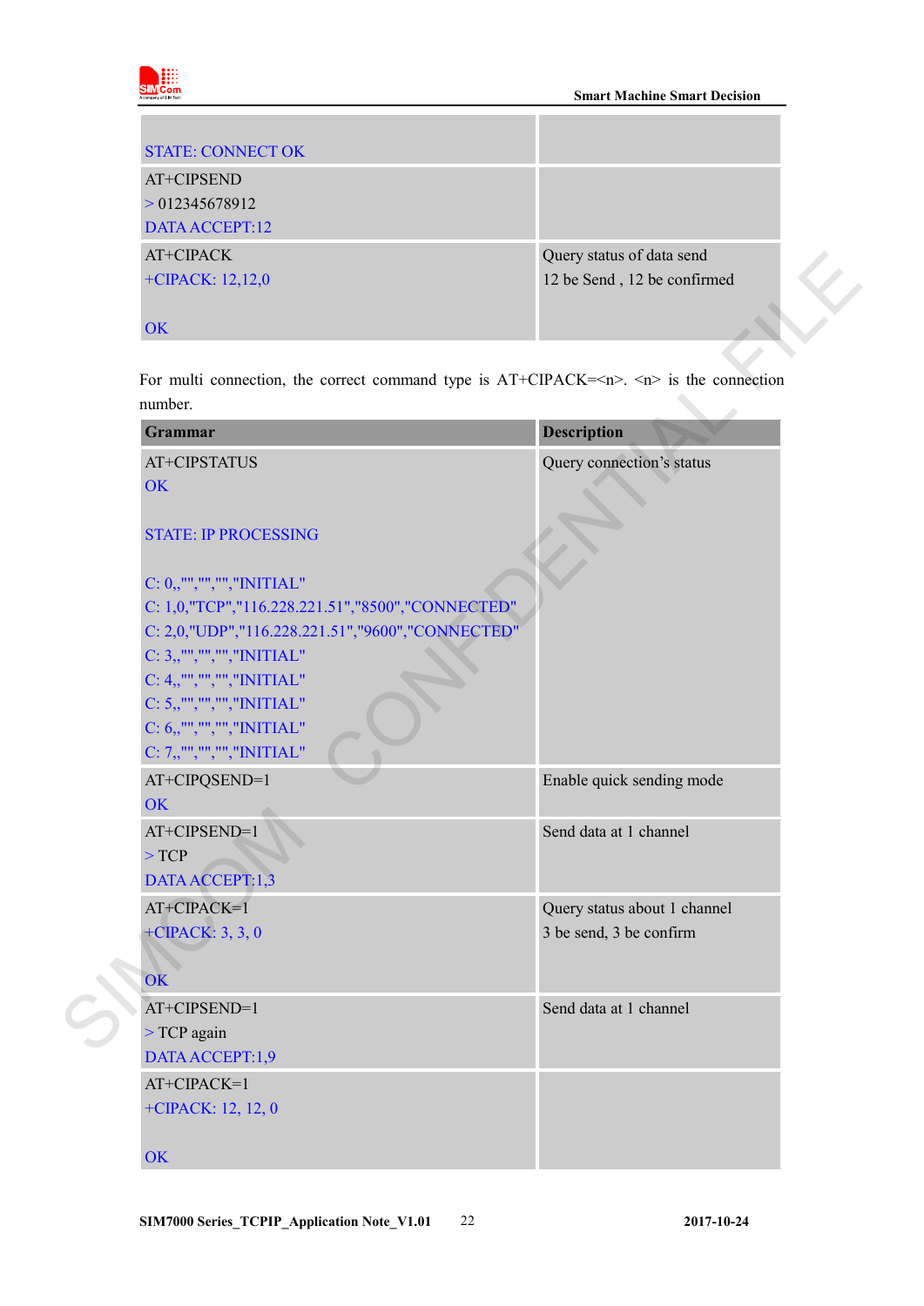| | |
|---|---|
| STATE: CONNECT OK | |
| AT+CIPSEND<br>> 012345678912<br>DATA ACCEPT:12 | |
| AT+CIPACK<br>+CIPACK: 12,12,0<br><br>OK | Query status of data send<br>12 be Send , 12 be confirmed |

For multi connection, the correct command type is AT+CIPACK=<n>. <n> is the connection number.

| Grammar | Description |
|---|---|
| AT+CIPSTATUS<br>OK<br><br>STATE: IP PROCESSING<br><br>C: 0,,"","","","INITIAL"<br>C: 1,0,"TCP","116.228.221.51","8500","CONNECTED"<br>C: 2,0,"UDP","116.228.221.51","9600","CONNECTED"<br>C: 3,,"","","","INITIAL"<br>C: 4,,"","","","INITIAL"<br>C: 5,,"","","","INITIAL"<br>C: 6,,"","","","INITIAL"<br>C: 7,,"","","","INITIAL" | Query connection's status |
| AT+CIPQSEND=1<br>OK | Enable quick sending mode |
| AT+CIPSEND=1<br>> TCP<br>DATA ACCEPT:1,3 | Send data at 1 channel |
| AT+CIPACK=1<br>+CIPACK: 3, 3, 0<br><br>OK | Query status about 1 channel<br>3 be send, 3 be confirm |
| AT+CIPSEND=1<br>> TCP again<br>DATA ACCEPT:1,9 | Send data at 1 channel |
| AT+CIPACK=1<br>+CIPACK: 12, 12, 0<br><br>OK | |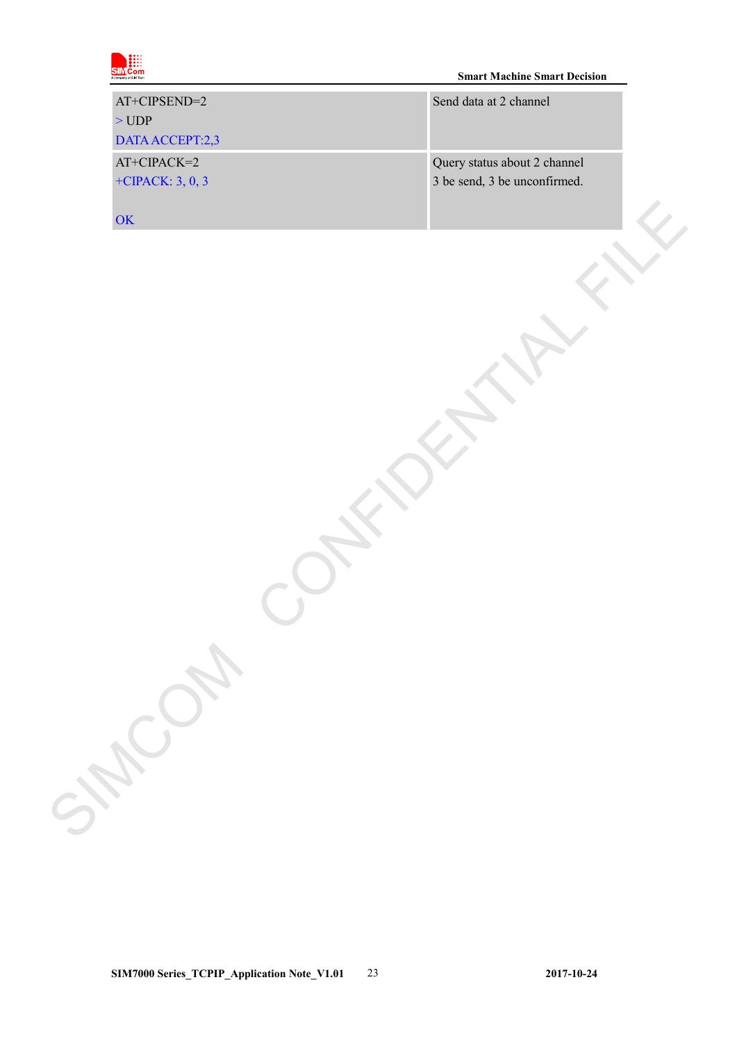| | |
|---|---|
| AT+CIPSEND=2<br>> UDP<br>DATA ACCEPT:2,3 | Send data at 2 channel |
| AT+CIPACK=2<br>+CIPACK: 3, 0, 3<br><br>OK | Query status about 2 channel<br>3 be send, 3 be unconfirmed. |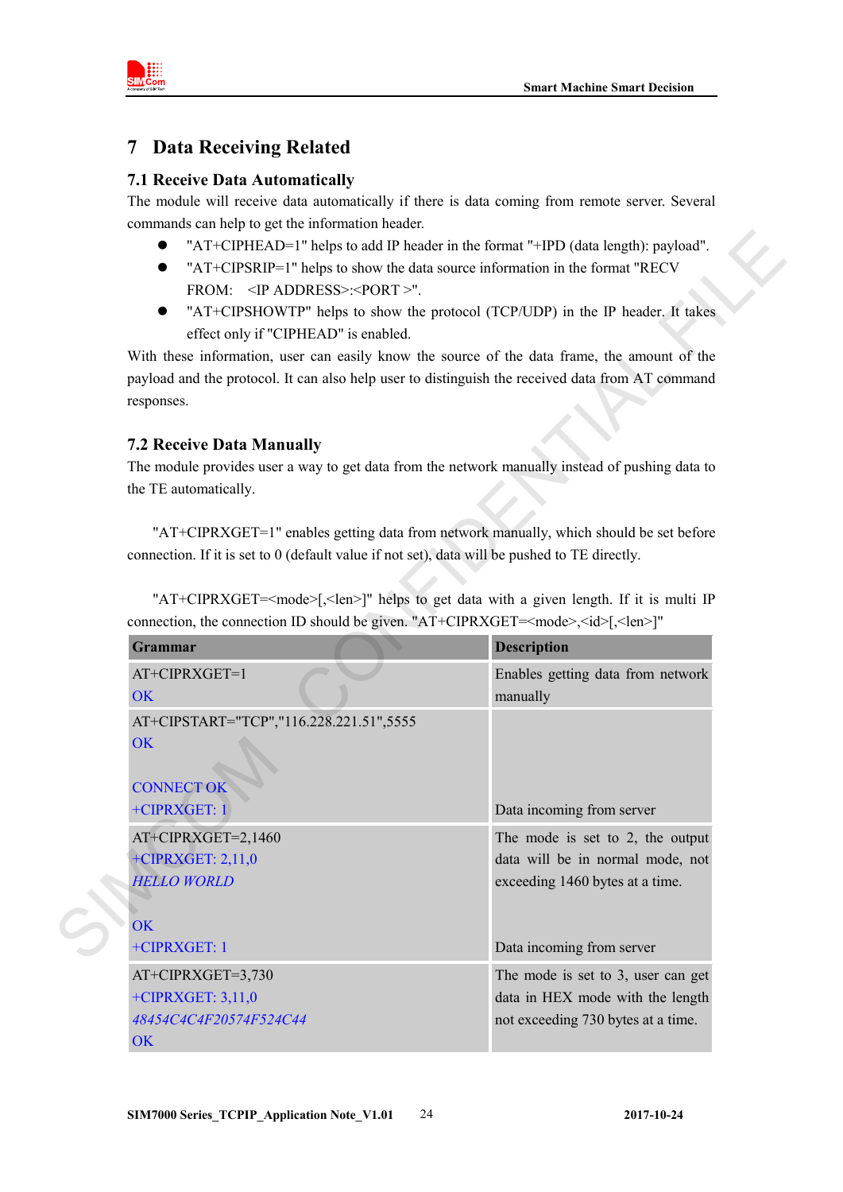# 7 Data Receiving Related

## 7.1 Receive Data Automatically

The module will receive data automatically if there is data coming from remote server. Several commands can help to get the information header.

- "AT+CIPHEAD=1" helps to add IP header in the format "+IPD (data length): payload".
- "AT+CIPSRIP=1" helps to show the data source information in the format "RECV FROM: <IP ADDRESS>:<PORT >".
- "AT+CIPSHOWTP" helps to show the protocol (TCP/UDP) in the IP header. It takes effect only if "CIPHEAD" is enabled.

With these information, user can easily know the source of the data frame, the amount of the payload and the protocol. It can also help user to distinguish the received data from AT command responses.

## 7.2 Receive Data Manually

The module provides user a way to get data from the network manually instead of pushing data to the TE automatically.

"AT+CIPRXGET=1" enables getting data from network manually, which should be set before connection. If it is set to 0 (default value if not set), data will be pushed to TE directly.

"AT+CIPRXGET=<mode>[,<len>]" helps to get data with a given length. If it is multi IP connection, the connection ID should be given. "AT+CIPRXGET=<mode>,<id>[,<len>]"

| Grammar | Description |
|---|---|
| AT+CIPRXGET=1<br>OK | Enables getting data from network manually |
| AT+CIPSTART="TCP","116.228.221.51",5555<br>OK<br><br>CONNECT OK<br>+CIPRXGET: 1 | <br><br><br><br>Data incoming from server |
| AT+CIPRXGET=2,1460<br>+CIPRXGET: 2,11,0<br>*HELLO WORLD*<br><br>OK<br>+CIPRXGET: 1 | The mode is set to 2, the output data will be in normal mode, not exceeding 1460 bytes at a time.<br><br><br><br>Data incoming from server |
| AT+CIPRXGET=3,730<br>+CIPRXGET: 3,11,0<br>*48454C4C4F20574F524C44*<br>OK | The mode is set to 3, user can get data in HEX mode with the length not exceeding 730 bytes at a time. |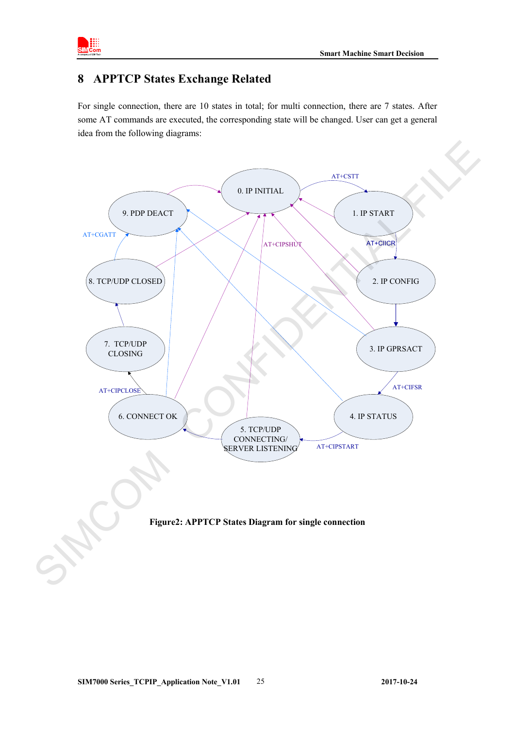# 8 APPTCP States Exchange Related

For single connection, there are 10 states in total; for multi connection, there are 7 states. After some AT commands are executed, the corresponding state will be changed. User can get a general idea from the following diagrams:

0. IP INITIAL
1. IP START
2. IP CONFIG
3. IP GPRSACT
4. IP STATUS
5. TCP/UDP CONNECTING/ SERVER LISTENING
6. CONNECT OK
7. TCP/UDP CLOSING
8. TCP/UDP CLOSED
9. PDP DEACT

AT+CSTT, AT+CIICR, AT+CIFSR, AT+CIPSTART, AT+CIPCLOSE, AT+CGATT, AT+CIPSHUT

**Figure2: APPTCP States Diagram for single connection**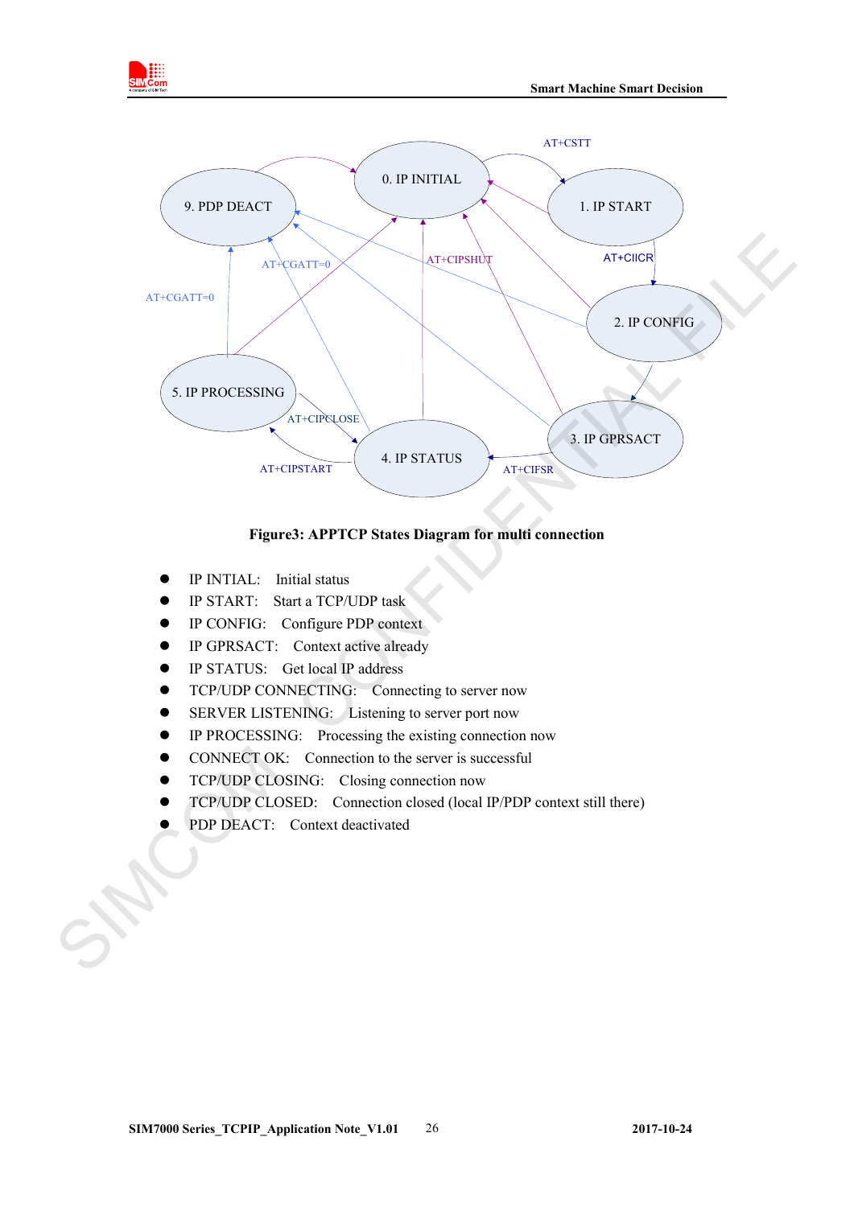**Figure3: APPTCP States Diagram for multi connection**

- IP INTIAL: Initial status
- IP START: Start a TCP/UDP task
- IP CONFIG: Configure PDP context
- IP GPRSACT: Context active already
- IP STATUS: Get local IP address
- TCP/UDP CONNECTING: Connecting to server now
- SERVER LISTENING: Listening to server port now
- IP PROCESSING: Processing the existing connection now
- CONNECT OK: Connection to the server is successful
- TCP/UDP CLOSING: Closing connection now
- TCP/UDP CLOSED: Connection closed (local IP/PDP context still there)
- PDP DEACT: Context deactivated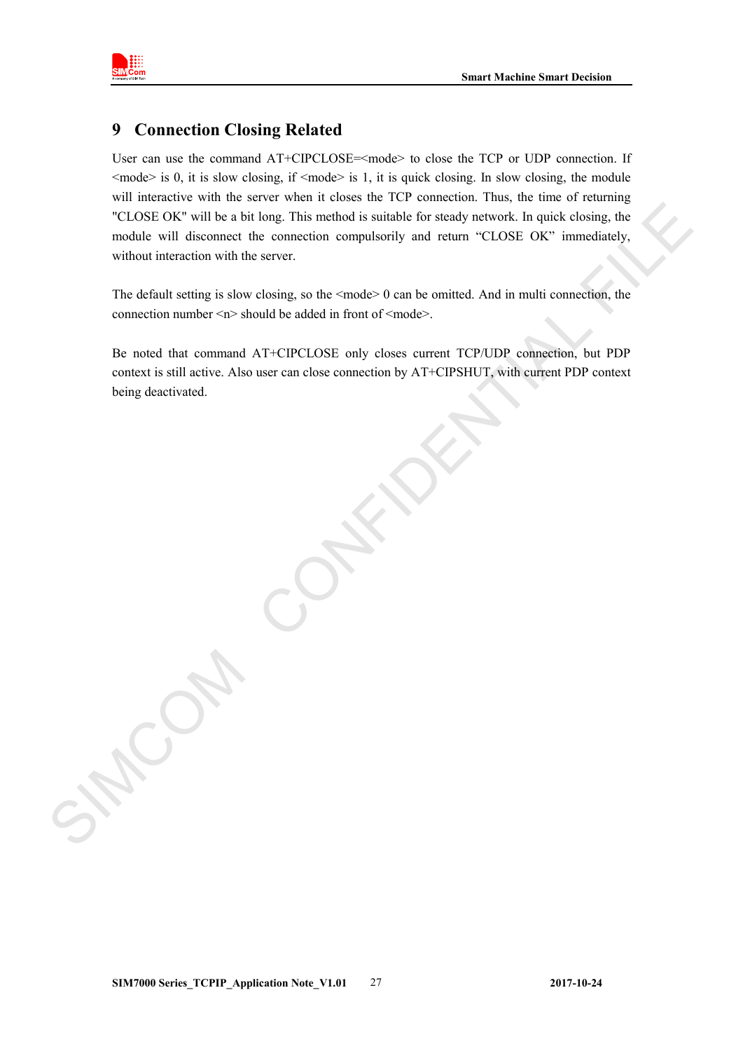# 9 Connection Closing Related

User can use the command AT+CIPCLOSE=<mode> to close the TCP or UDP connection. If <mode> is 0, it is slow closing, if <mode> is 1, it is quick closing. In slow closing, the module will interactive with the server when it closes the TCP connection. Thus, the time of returning "CLOSE OK" will be a bit long. This method is suitable for steady network. In quick closing, the module will disconnect the connection compulsorily and return "CLOSE OK" immediately, without interaction with the server.

The default setting is slow closing, so the <mode> 0 can be omitted. And in multi connection, the connection number <n> should be added in front of <mode>.

Be noted that command AT+CIPCLOSE only closes current TCP/UDP connection, but PDP context is still active. Also user can close connection by AT+CIPSHUT, with current PDP context being deactivated.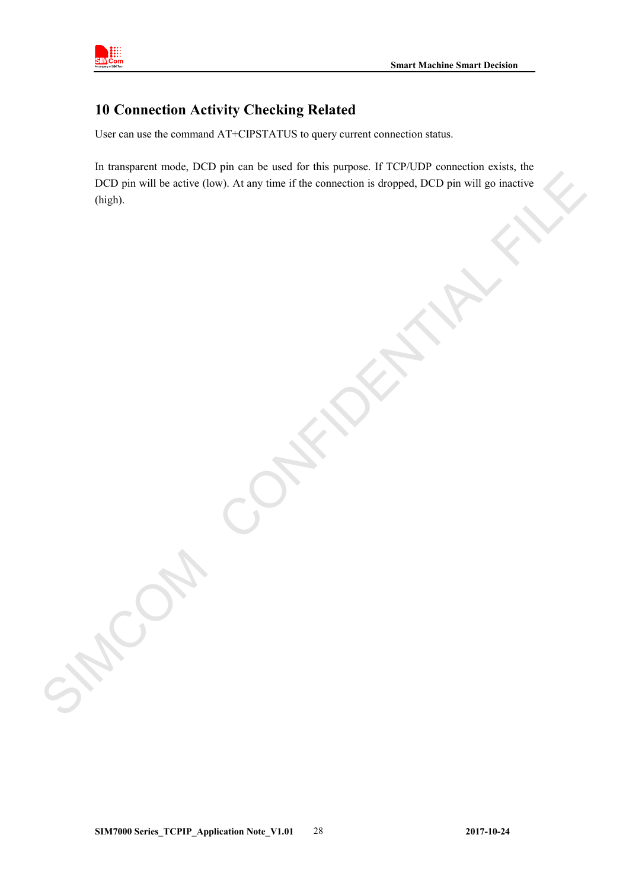# 10 Connection Activity Checking Related

User can use the command AT+CIPSTATUS to query current connection status.

In transparent mode, DCD pin can be used for this purpose. If TCP/UDP connection exists, the DCD pin will be active (low). At any time if the connection is dropped, DCD pin will go inactive (high).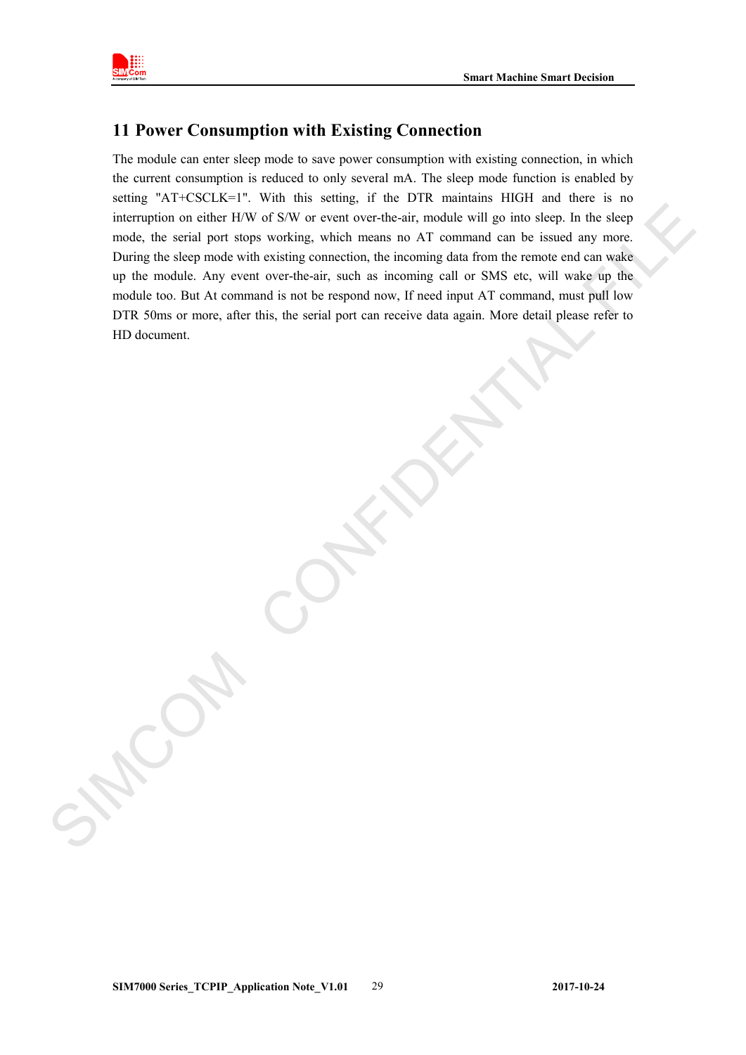# 11 Power Consumption with Existing Connection

The module can enter sleep mode to save power consumption with existing connection, in which the current consumption is reduced to only several mA. The sleep mode function is enabled by setting "AT+CSCLK=1". With this setting, if the DTR maintains HIGH and there is no interruption on either H/W of S/W or event over-the-air, module will go into sleep. In the sleep mode, the serial port stops working, which means no AT command can be issued any more. During the sleep mode with existing connection, the incoming data from the remote end can wake up the module. Any event over-the-air, such as incoming call or SMS etc, will wake up the module too. But At command is not be respond now, If need input AT command, must pull low DTR 50ms or more, after this, the serial port can receive data again. More detail please refer to HD document.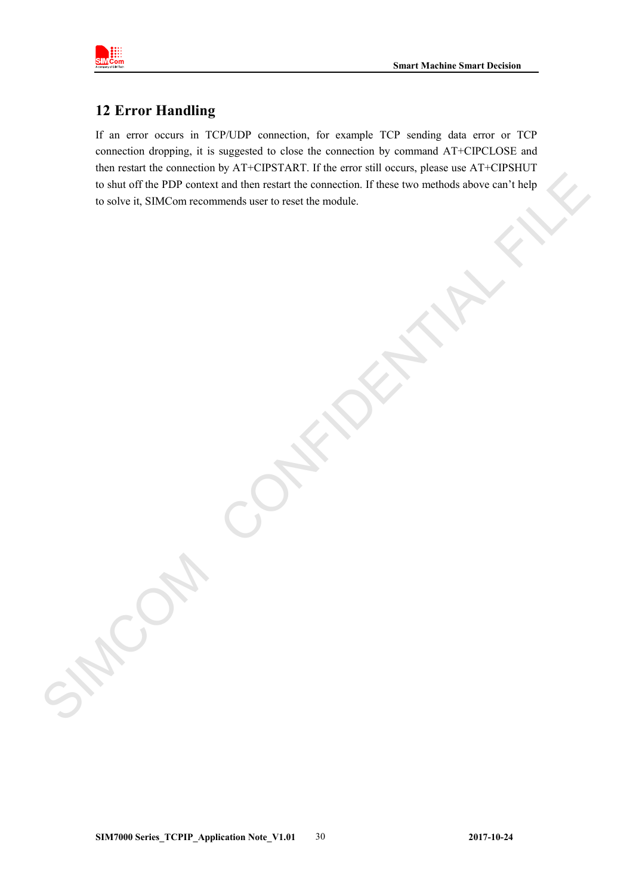# 12 Error Handling

If an error occurs in TCP/UDP connection, for example TCP sending data error or TCP connection dropping, it is suggested to close the connection by command AT+CIPCLOSE and then restart the connection by AT+CIPSTART. If the error still occurs, please use AT+CIPSHUT to shut off the PDP context and then restart the connection. If these two methods above can't help to solve it, SIMCom recommends user to reset the module.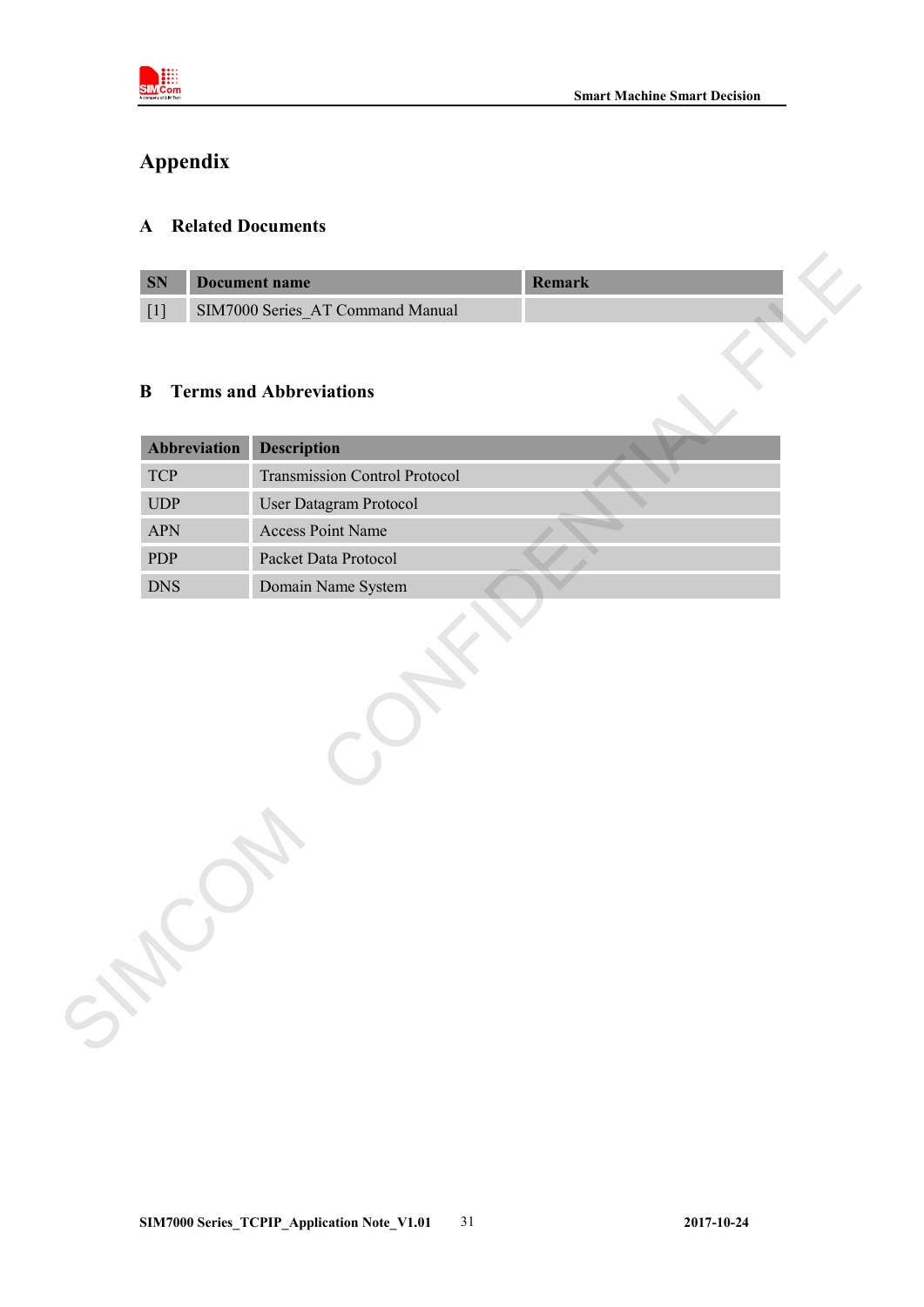# Appendix

## A Related Documents

| SN | Document name | Remark |
|---|---|---|
| [1] | SIM7000 Series_AT Command Manual | |

## B Terms and Abbreviations

| Abbreviation | Description |
|---|---|
| TCP | Transmission Control Protocol |
| UDP | User Datagram Protocol |
| APN | Access Point Name |
| PDP | Packet Data Protocol |
| DNS | Domain Name System |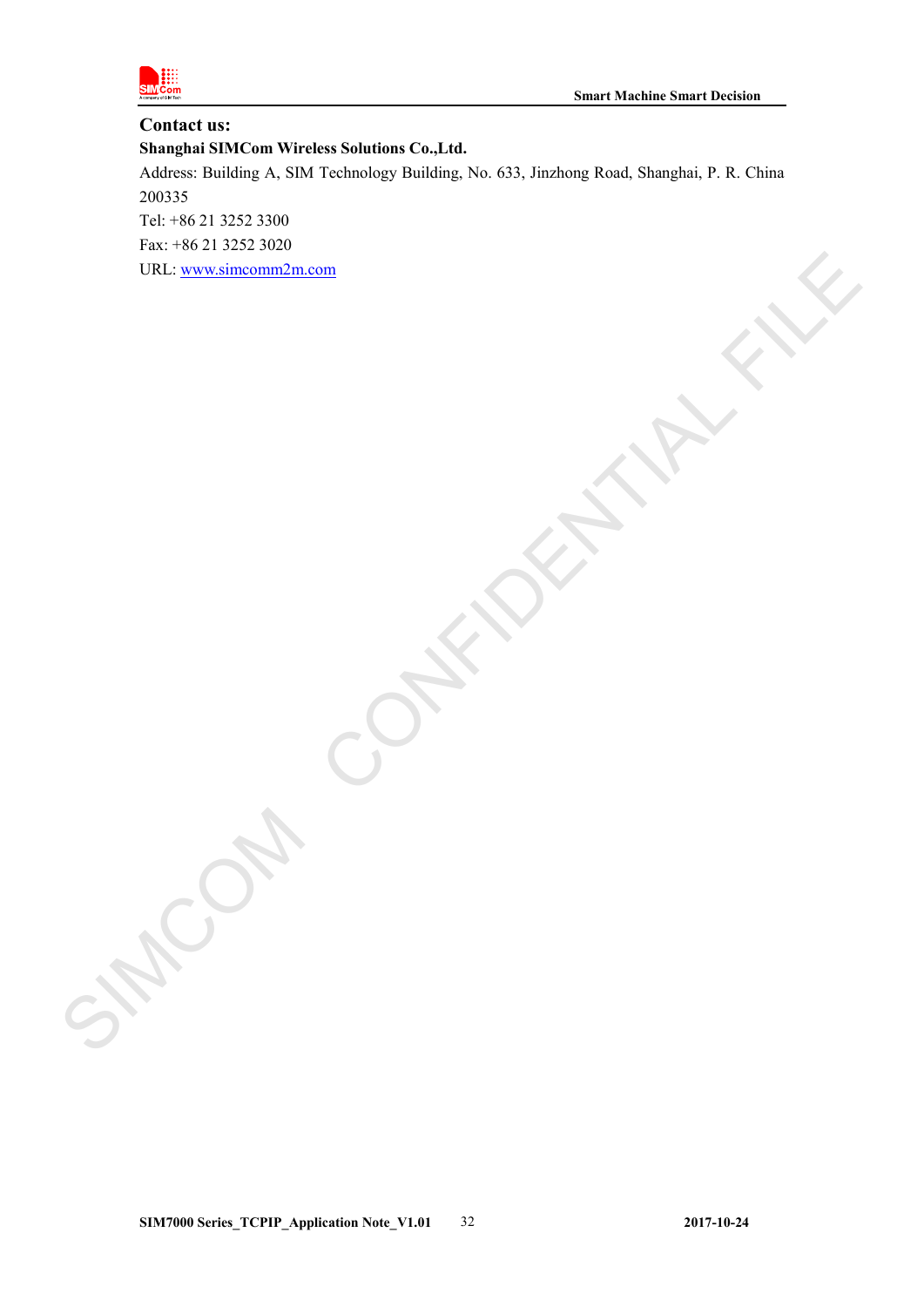## Contact us:

**Shanghai SIMCom Wireless Solutions Co.,Ltd.**

Address: Building A, SIM Technology Building, No. 633, Jinzhong Road, Shanghai, P. R. China 200335

Tel: +86 21 3252 3300

Fax: +86 21 3252 3020

URL: www.simcomm2m.com